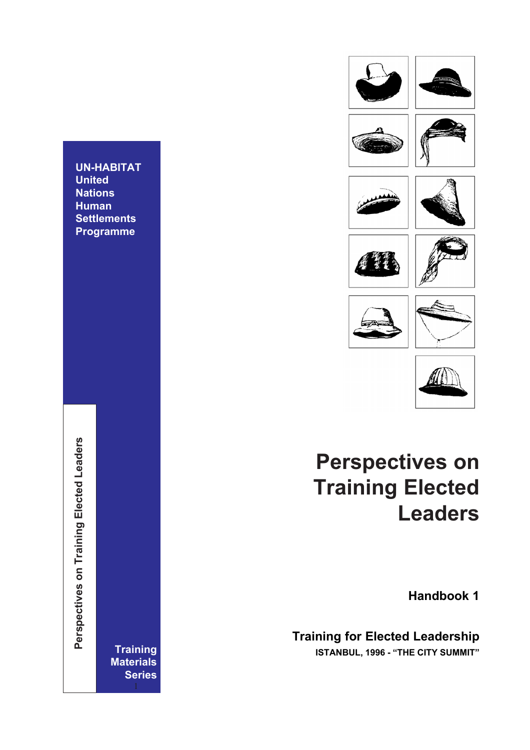UN-HABITAT
United
Nations
Human
Settlements
Programme

Perspectives on Training Elected Leaders

Training
Materials
Series

# Perspectives on Training Elected Leaders

**Handbook 1**

**Training for Elected Leadership**

**ISTANBUL, 1996 - "THE CITY SUMMIT"**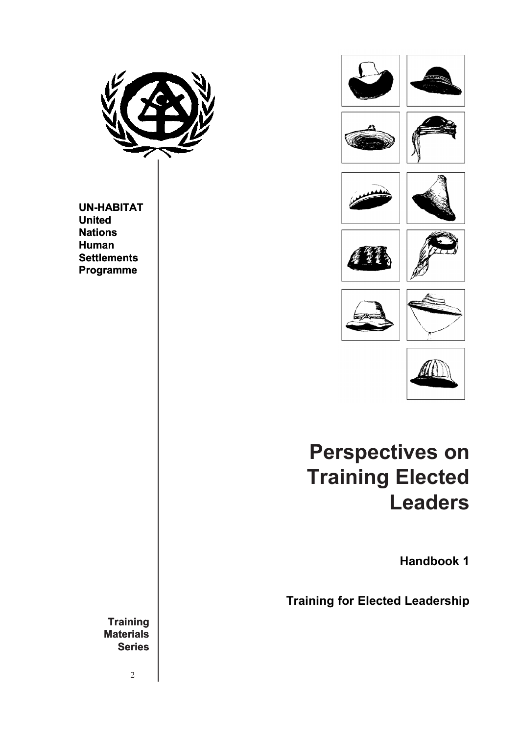UN-HABITAT
United
Nations
Human
Settlements
Programme

# Perspectives on Training Elected Leaders

**Handbook 1**

**Training for Elected Leadership**

**Training Materials Series**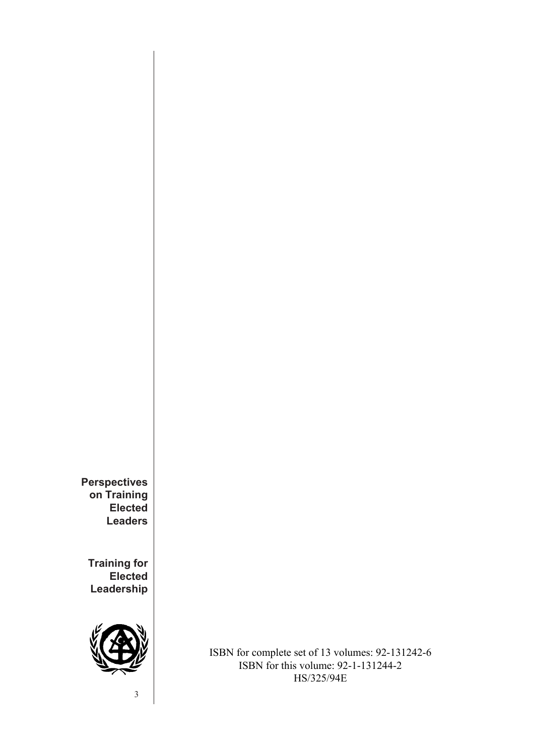**Perspectives on Training Elected Leaders**

**Training for Elected Leadership**

ISBN for complete set of 13 volumes: 92-131242-6
ISBN for this volume: 92-1-131244-2
HS/325/94E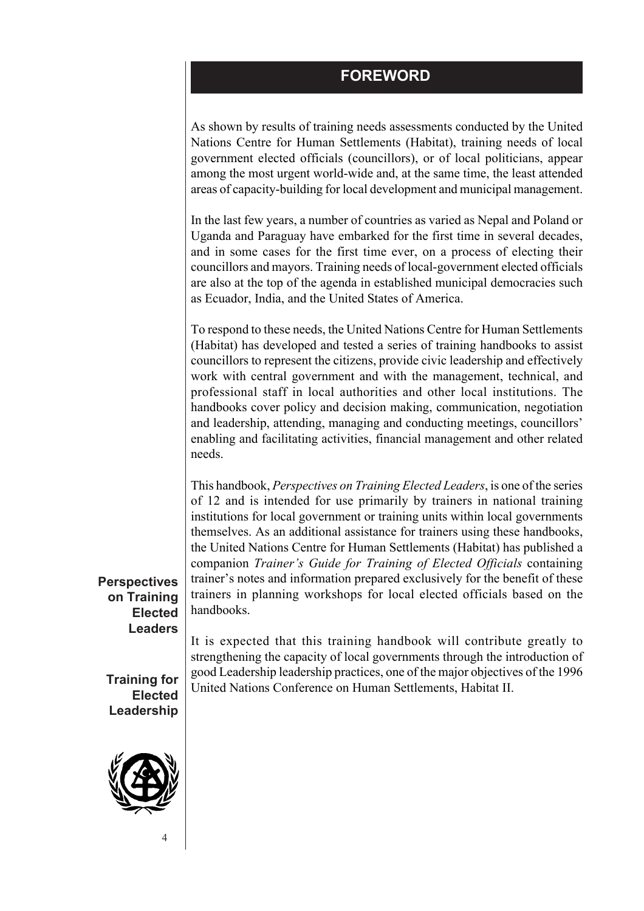# FOREWORD

As shown by results of training needs assessments conducted by the United Nations Centre for Human Settlements (Habitat), training needs of local government elected officials (councillors), or of local politicians, appear among the most urgent world-wide and, at the same time, the least attended areas of capacity-building for local development and municipal management.

In the last few years, a number of countries as varied as Nepal and Poland or Uganda and Paraguay have embarked for the first time in several decades, and in some cases for the first time ever, on a process of electing their councillors and mayors. Training needs of local-government elected officials are also at the top of the agenda in established municipal democracies such as Ecuador, India, and the United States of America.

To respond to these needs, the United Nations Centre for Human Settlements (Habitat) has developed and tested a series of training handbooks to assist councillors to represent the citizens, provide civic leadership and effectively work with central government and with the management, technical, and professional staff in local authorities and other local institutions. The handbooks cover policy and decision making, communication, negotiation and leadership, attending, managing and conducting meetings, councillors' enabling and facilitating activities, financial management and other related needs.

This handbook, *Perspectives on Training Elected Leaders*, is one of the series of 12 and is intended for use primarily by trainers in national training institutions for local government or training units within local governments themselves. As an additional assistance for trainers using these handbooks, the United Nations Centre for Human Settlements (Habitat) has published a companion *Trainer's Guide for Training of Elected Officials* containing trainer's notes and information prepared exclusively for the benefit of these trainers in planning workshops for local elected officials based on the handbooks.

It is expected that this training handbook will contribute greatly to strengthening the capacity of local governments through the introduction of good Leadership leadership practices, one of the major objectives of the 1996 United Nations Conference on Human Settlements, Habitat II.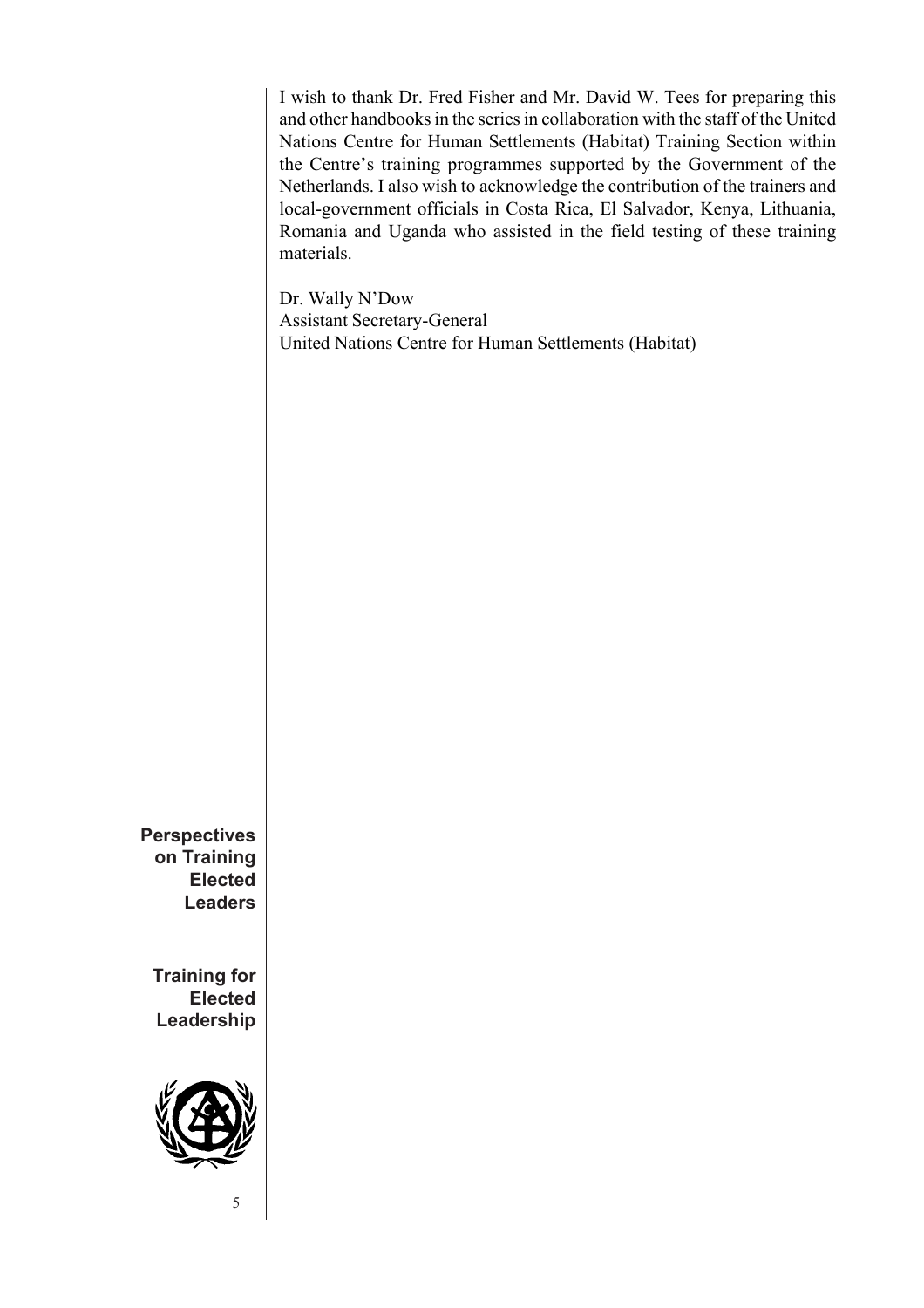I wish to thank Dr. Fred Fisher and Mr. David W. Tees for preparing this and other handbooks in the series in collaboration with the staff of the United Nations Centre for Human Settlements (Habitat) Training Section within the Centre's training programmes supported by the Government of the Netherlands. I also wish to acknowledge the contribution of the trainers and local-government officials in Costa Rica, El Salvador, Kenya, Lithuania, Romania and Uganda who assisted in the field testing of these training materials.

Dr. Wally N'Dow
Assistant Secretary-General
United Nations Centre for Human Settlements (Habitat)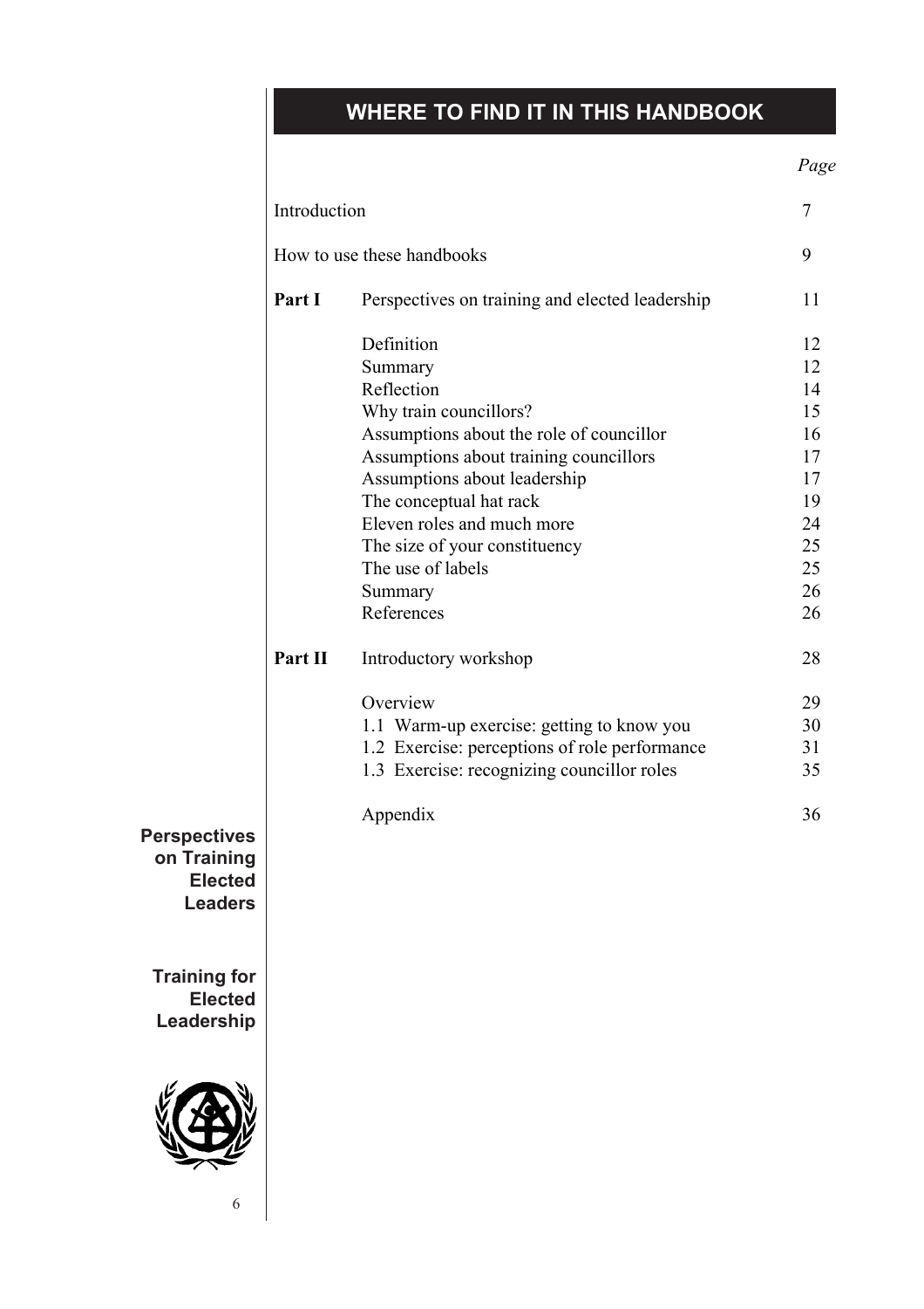## WHERE TO FIND IT IN THIS HANDBOOK

| | | *Page* |
|---|---|---|
| Introduction | | 7 |
| How to use these handbooks | | 9 |
| **Part I** | Perspectives on training and elected leadership | 11 |
| | Definition | 12 |
| | Summary | 12 |
| | Reflection | 14 |
| | Why train councillors? | 15 |
| | Assumptions about the role of councillor | 16 |
| | Assumptions about training councillors | 17 |
| | Assumptions about leadership | 17 |
| | The conceptual hat rack | 19 |
| | Eleven roles and much more | 24 |
| | The size of your constituency | 25 |
| | The use of labels | 25 |
| | Summary | 26 |
| | References | 26 |
| **Part II** | Introductory workshop | 28 |
| | Overview | 29 |
| | 1.1 Warm-up exercise: getting to know you | 30 |
| | 1.2 Exercise: perceptions of role performance | 31 |
| | 1.3 Exercise: recognizing councillor roles | 35 |
| | Appendix | 36 |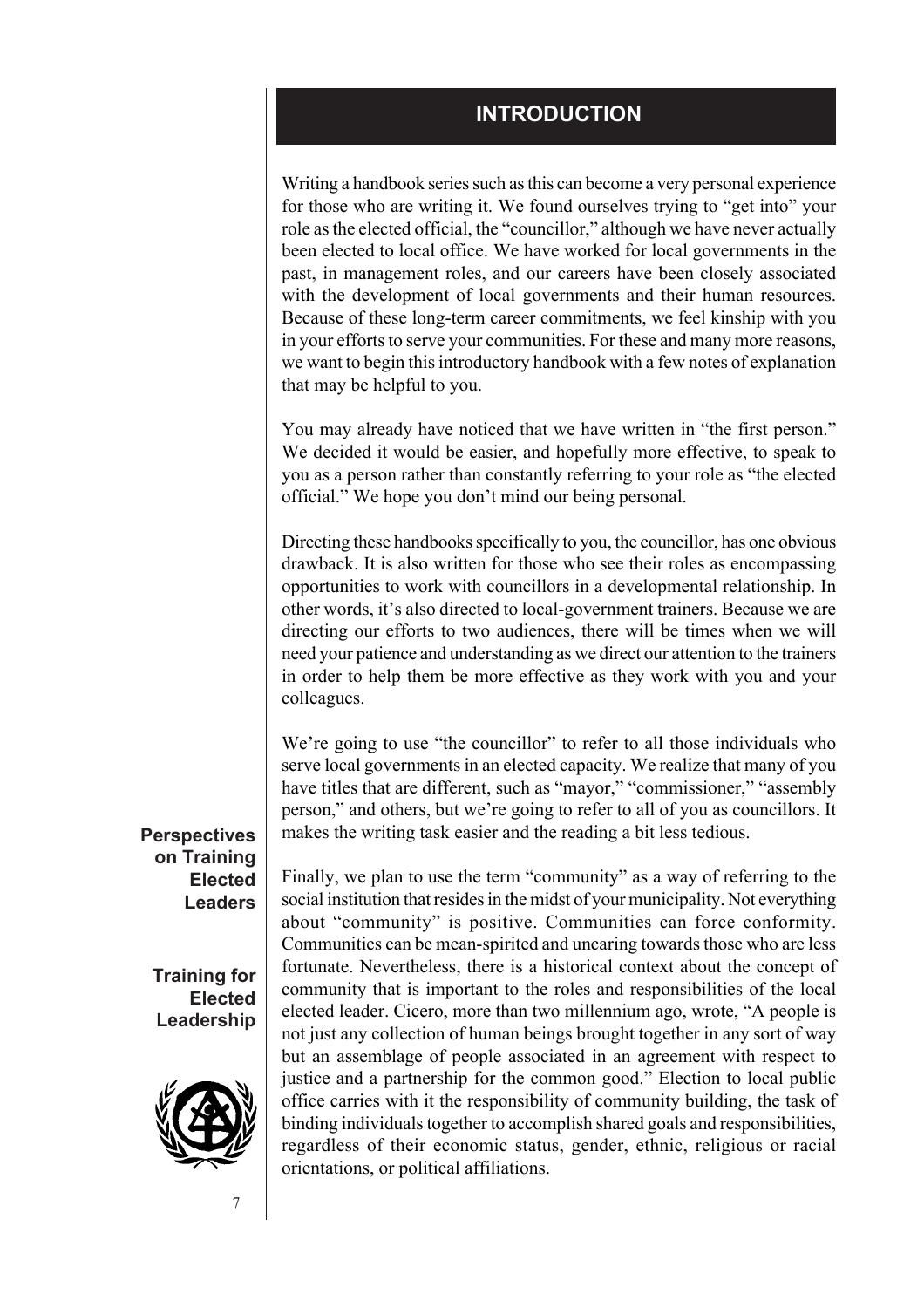# INTRODUCTION

Writing a handbook series such as this can become a very personal experience for those who are writing it. We found ourselves trying to "get into" your role as the elected official, the "councillor," although we have never actually been elected to local office. We have worked for local governments in the past, in management roles, and our careers have been closely associated with the development of local governments and their human resources. Because of these long-term career commitments, we feel kinship with you in your efforts to serve your communities. For these and many more reasons, we want to begin this introductory handbook with a few notes of explanation that may be helpful to you.

You may already have noticed that we have written in "the first person." We decided it would be easier, and hopefully more effective, to speak to you as a person rather than constantly referring to your role as "the elected official." We hope you don't mind our being personal.

Directing these handbooks specifically to you, the councillor, has one obvious drawback. It is also written for those who see their roles as encompassing opportunities to work with councillors in a developmental relationship. In other words, it's also directed to local-government trainers. Because we are directing our efforts to two audiences, there will be times when we will need your patience and understanding as we direct our attention to the trainers in order to help them be more effective as they work with you and your colleagues.

We're going to use "the councillor" to refer to all those individuals who serve local governments in an elected capacity. We realize that many of you have titles that are different, such as "mayor," "commissioner," "assembly person," and others, but we're going to refer to all of you as councillors. It makes the writing task easier and the reading a bit less tedious.

Finally, we plan to use the term "community" as a way of referring to the social institution that resides in the midst of your municipality. Not everything about "community" is positive. Communities can force conformity. Communities can be mean-spirited and uncaring towards those who are less fortunate. Nevertheless, there is a historical context about the concept of community that is important to the roles and responsibilities of the local elected leader. Cicero, more than two millennium ago, wrote, "A people is not just any collection of human beings brought together in any sort of way but an assemblage of people associated in an agreement with respect to justice and a partnership for the common good." Election to local public office carries with it the responsibility of community building, the task of binding individuals together to accomplish shared goals and responsibilities, regardless of their economic status, gender, ethnic, religious or racial orientations, or political affiliations.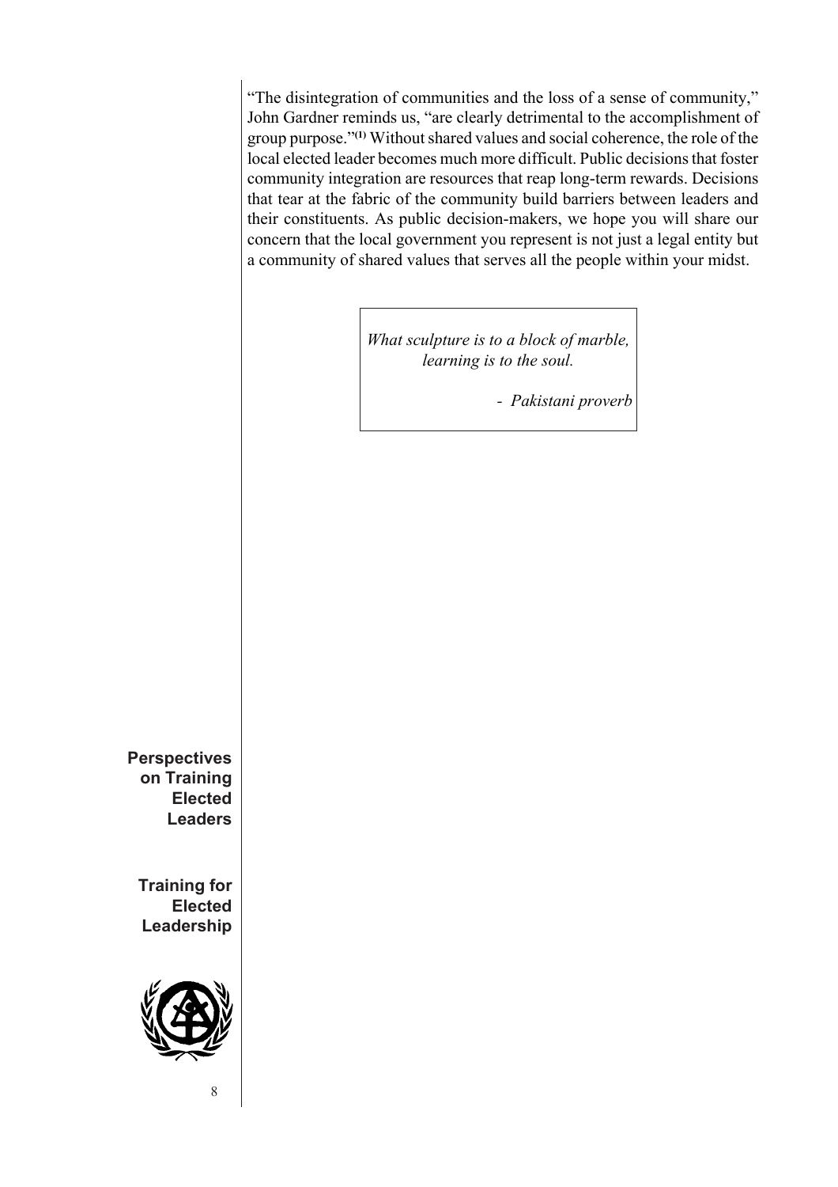"The disintegration of communities and the loss of a sense of community," John Gardner reminds us, "are clearly detrimental to the accomplishment of group purpose."[1] Without shared values and social coherence, the role of the local elected leader becomes much more difficult. Public decisions that foster community integration are resources that reap long-term rewards. Decisions that tear at the fabric of the community build barriers between leaders and their constituents. As public decision-makers, we hope you will share our concern that the local government you represent is not just a legal entity but a community of shared values that serves all the people within your midst.

> *What sculpture is to a block of marble, learning is to the soul.*
>
> *- Pakistani proverb*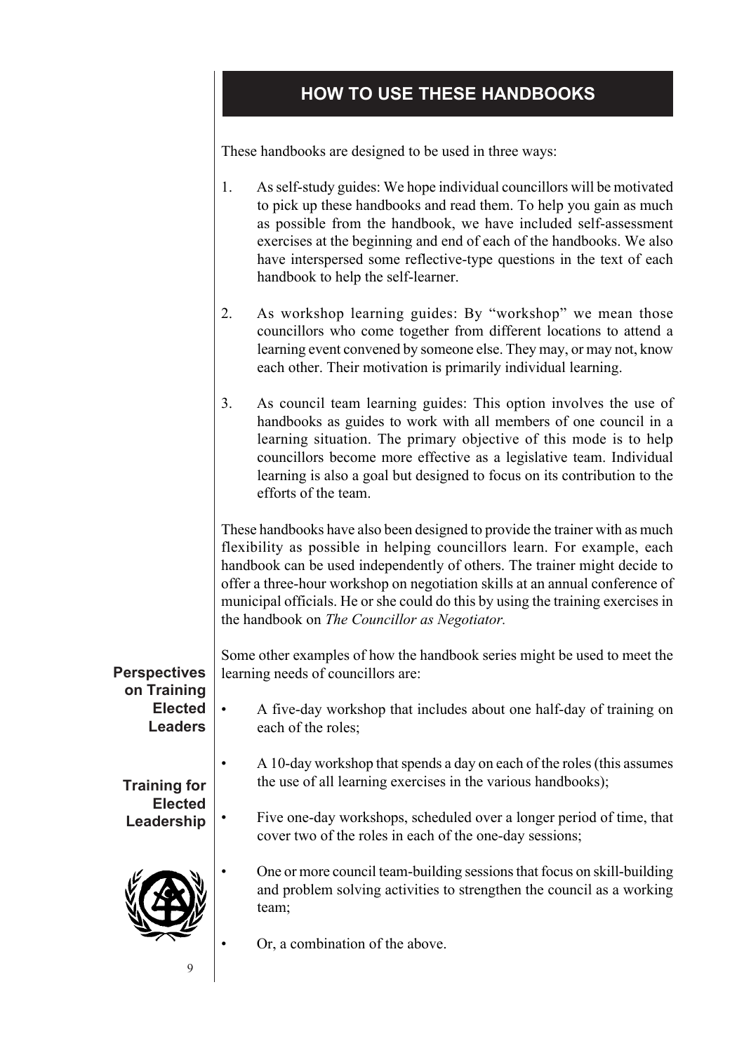## HOW TO USE THESE HANDBOOKS

These handbooks are designed to be used in three ways:

1. As self-study guides: We hope individual councillors will be motivated to pick up these handbooks and read them. To help you gain as much as possible from the handbook, we have included self-assessment exercises at the beginning and end of each of the handbooks. We also have interspersed some reflective-type questions in the text of each handbook to help the self-learner.

2. As workshop learning guides: By "workshop" we mean those councillors who come together from different locations to attend a learning event convened by someone else. They may, or may not, know each other. Their motivation is primarily individual learning.

3. As council team learning guides: This option involves the use of handbooks as guides to work with all members of one council in a learning situation. The primary objective of this mode is to help councillors become more effective as a legislative team. Individual learning is also a goal but designed to focus on its contribution to the efforts of the team.

These handbooks have also been designed to provide the trainer with as much flexibility as possible in helping councillors learn. For example, each handbook can be used independently of others. The trainer might decide to offer a three-hour workshop on negotiation skills at an annual conference of municipal officials. He or she could do this by using the training exercises in the handbook on *The Councillor as Negotiator.*

Some other examples of how the handbook series might be used to meet the learning needs of councillors are:

- A five-day workshop that includes about one half-day of training on each of the roles;
- A 10-day workshop that spends a day on each of the roles (this assumes the use of all learning exercises in the various handbooks);
- Five one-day workshops, scheduled over a longer period of time, that cover two of the roles in each of the one-day sessions;
- One or more council team-building sessions that focus on skill-building and problem solving activities to strengthen the council as a working team;
- Or, a combination of the above.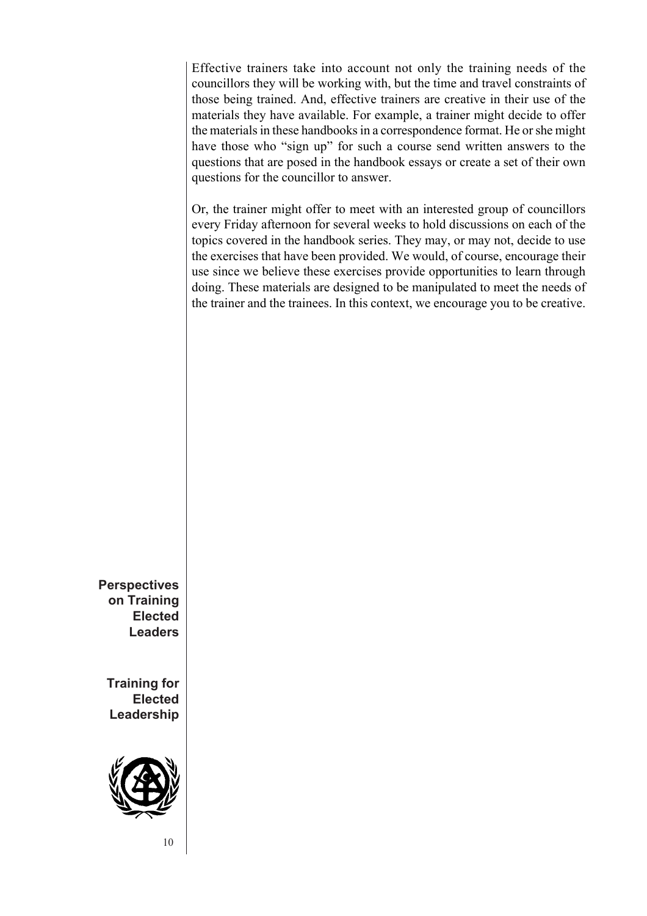Effective trainers take into account not only the training needs of the councillors they will be working with, but the time and travel constraints of those being trained. And, effective trainers are creative in their use of the materials they have available. For example, a trainer might decide to offer the materials in these handbooks in a correspondence format. He or she might have those who "sign up" for such a course send written answers to the questions that are posed in the handbook essays or create a set of their own questions for the councillor to answer.

Or, the trainer might offer to meet with an interested group of councillors every Friday afternoon for several weeks to hold discussions on each of the topics covered in the handbook series. They may, or may not, decide to use the exercises that have been provided. We would, of course, encourage their use since we believe these exercises provide opportunities to learn through doing. These materials are designed to be manipulated to meet the needs of the trainer and the trainees. In this context, we encourage you to be creative.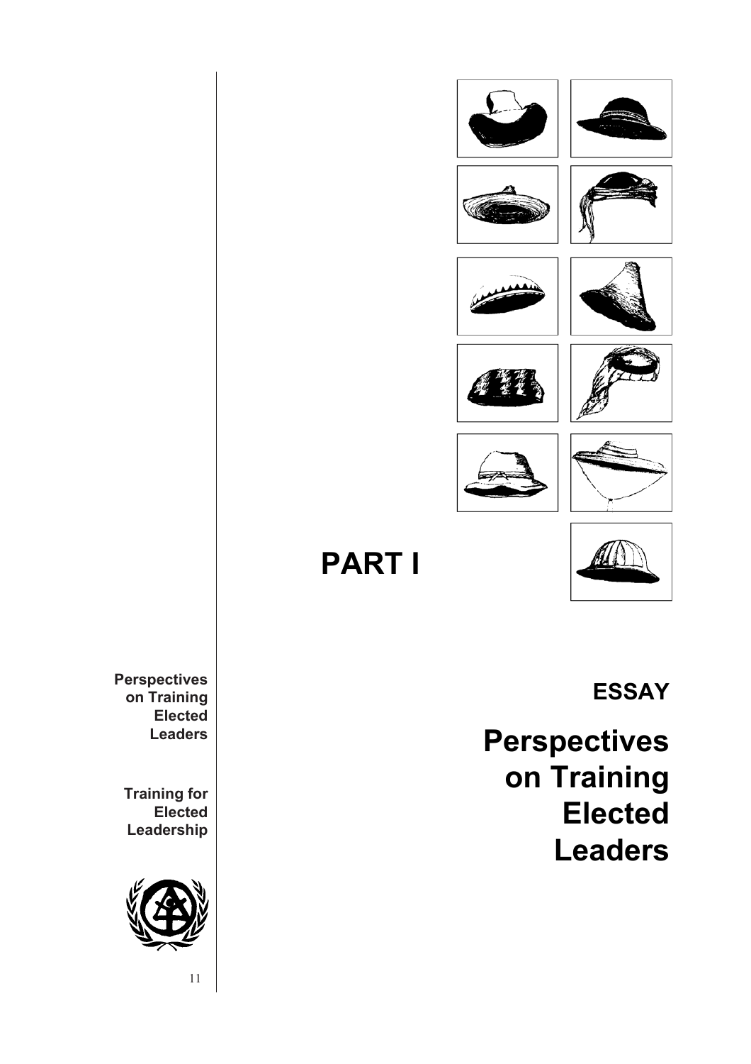# PART I

## ESSAY

# Perspectives on Training Elected Leaders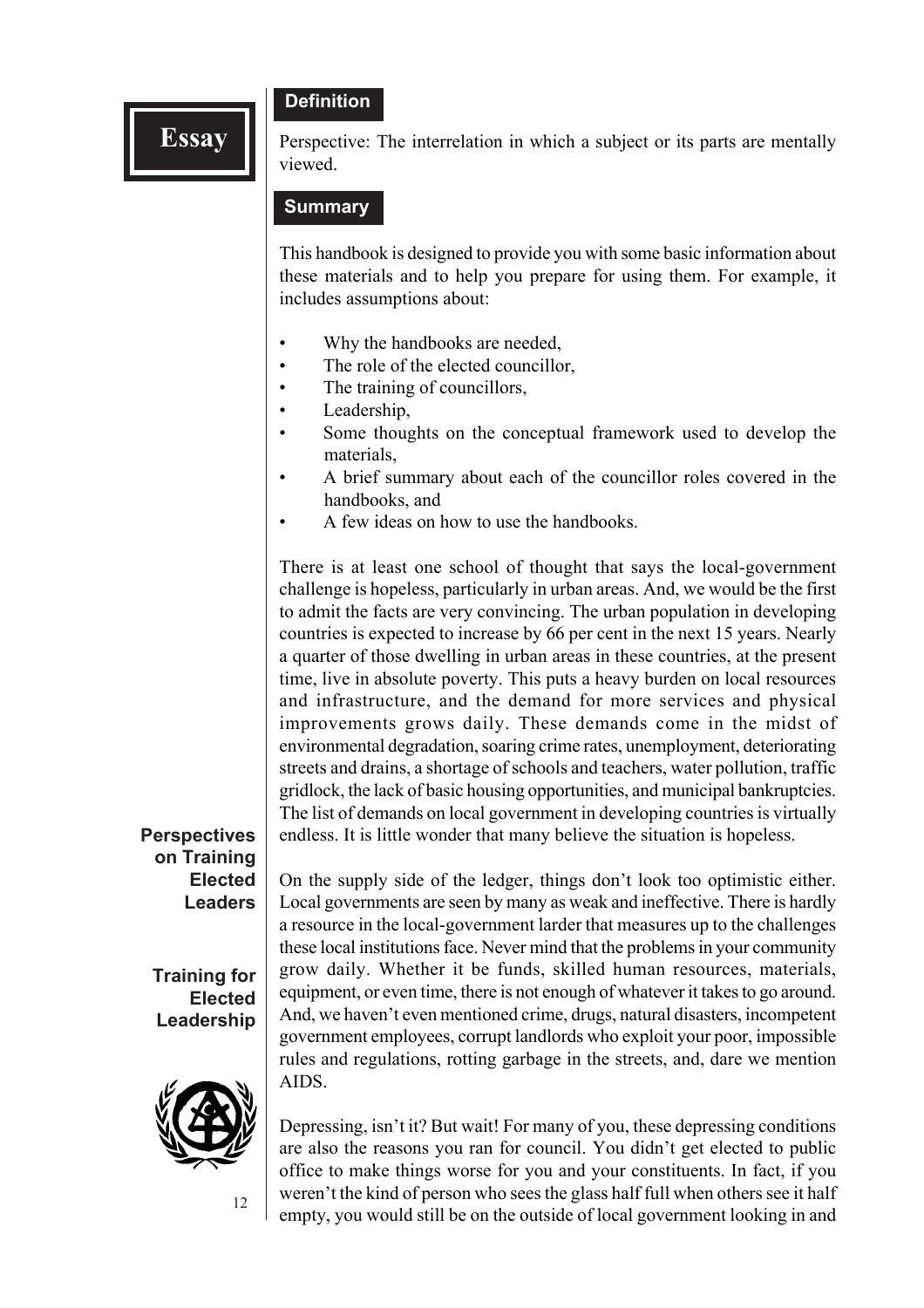# Essay

## Definition

Perspective: The interrelation in which a subject or its parts are mentally viewed.

## Summary

This handbook is designed to provide you with some basic information about these materials and to help you prepare for using them. For example, it includes assumptions about:

- Why the handbooks are needed,
- The role of the elected councillor,
- The training of councillors,
- Leadership,
- Some thoughts on the conceptual framework used to develop the materials,
- A brief summary about each of the councillor roles covered in the handbooks, and
- A few ideas on how to use the handbooks.

There is at least one school of thought that says the local-government challenge is hopeless, particularly in urban areas. And, we would be the first to admit the facts are very convincing. The urban population in developing countries is expected to increase by 66 per cent in the next 15 years. Nearly a quarter of those dwelling in urban areas in these countries, at the present time, live in absolute poverty. This puts a heavy burden on local resources and infrastructure, and the demand for more services and physical improvements grows daily. These demands come in the midst of environmental degradation, soaring crime rates, unemployment, deteriorating streets and drains, a shortage of schools and teachers, water pollution, traffic gridlock, the lack of basic housing opportunities, and municipal bankruptcies. The list of demands on local government in developing countries is virtually endless. It is little wonder that many believe the situation is hopeless.

On the supply side of the ledger, things don't look too optimistic either. Local governments are seen by many as weak and ineffective. There is hardly a resource in the local-government larder that measures up to the challenges these local institutions face. Never mind that the problems in your community grow daily. Whether it be funds, skilled human resources, materials, equipment, or even time, there is not enough of whatever it takes to go around. And, we haven't even mentioned crime, drugs, natural disasters, incompetent government employees, corrupt landlords who exploit your poor, impossible rules and regulations, rotting garbage in the streets, and, dare we mention AIDS.

Depressing, isn't it? But wait! For many of you, these depressing conditions are also the reasons you ran for council. You didn't get elected to public office to make things worse for you and your constituents. In fact, if you weren't the kind of person who sees the glass half full when others see it half empty, you would still be on the outside of local government looking in and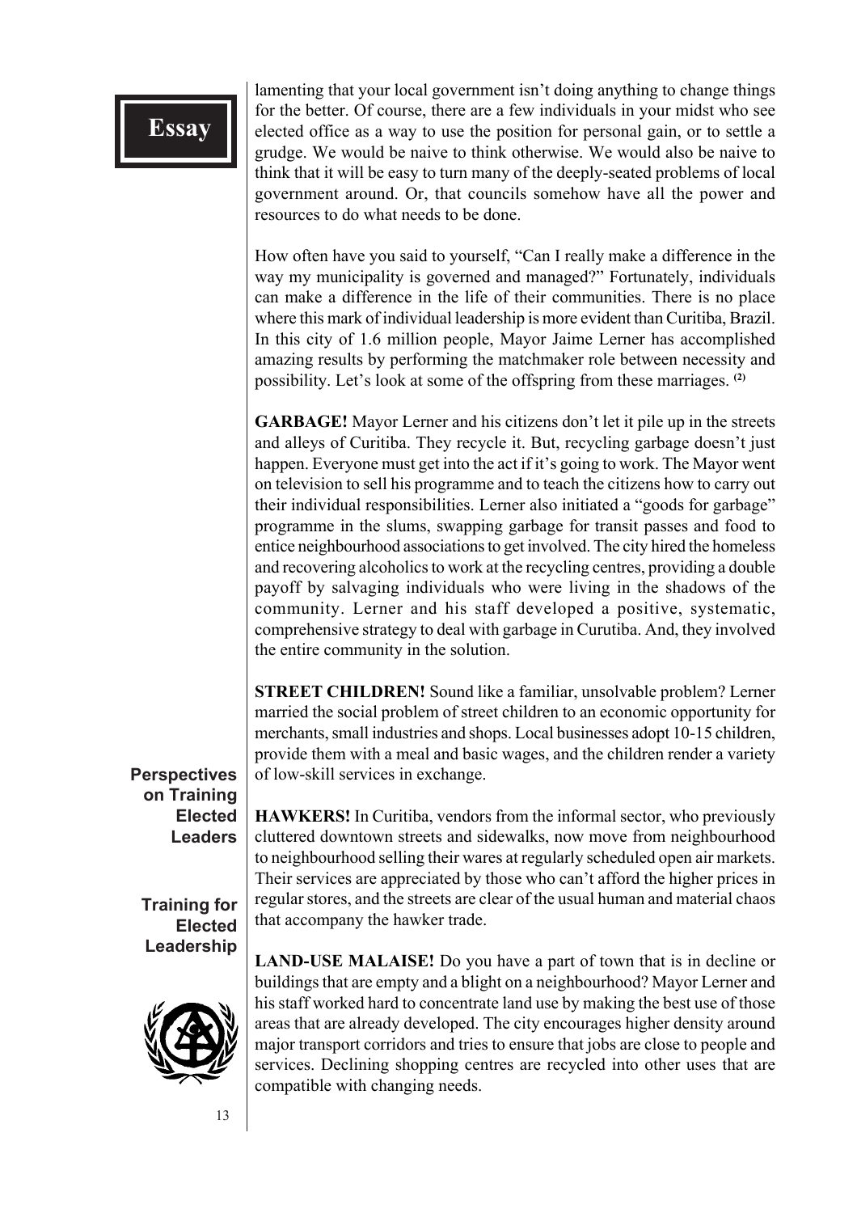lamenting that your local government isn't doing anything to change things for the better. Of course, there are a few individuals in your midst who see elected office as a way to use the position for personal gain, or to settle a grudge. We would be naive to think otherwise. We would also be naive to think that it will be easy to turn many of the deeply-seated problems of local government around. Or, that councils somehow have all the power and resources to do what needs to be done.

How often have you said to yourself, "Can I really make a difference in the way my municipality is governed and managed?" Fortunately, individuals can make a difference in the life of their communities. There is no place where this mark of individual leadership is more evident than Curitiba, Brazil. In this city of 1.6 million people, Mayor Jaime Lerner has accomplished amazing results by performing the matchmaker role between necessity and possibility. Let's look at some of the offspring from these marriages. [(2)]

**GARBAGE!** Mayor Lerner and his citizens don't let it pile up in the streets and alleys of Curitiba. They recycle it. But, recycling garbage doesn't just happen. Everyone must get into the act if it's going to work. The Mayor went on television to sell his programme and to teach the citizens how to carry out their individual responsibilities. Lerner also initiated a "goods for garbage" programme in the slums, swapping garbage for transit passes and food to entice neighbourhood associations to get involved. The city hired the homeless and recovering alcoholics to work at the recycling centres, providing a double payoff by salvaging individuals who were living in the shadows of the community. Lerner and his staff developed a positive, systematic, comprehensive strategy to deal with garbage in Curutiba. And, they involved the entire community in the solution.

**STREET CHILDREN!** Sound like a familiar, unsolvable problem? Lerner married the social problem of street children to an economic opportunity for merchants, small industries and shops. Local businesses adopt 10-15 children, provide them with a meal and basic wages, and the children render a variety of low-skill services in exchange.

**HAWKERS!** In Curitiba, vendors from the informal sector, who previously cluttered downtown streets and sidewalks, now move from neighbourhood to neighbourhood selling their wares at regularly scheduled open air markets. Their services are appreciated by those who can't afford the higher prices in regular stores, and the streets are clear of the usual human and material chaos that accompany the hawker trade.

**LAND-USE MALAISE!** Do you have a part of town that is in decline or buildings that are empty and a blight on a neighbourhood? Mayor Lerner and his staff worked hard to concentrate land use by making the best use of those areas that are already developed. The city encourages higher density around major transport corridors and tries to ensure that jobs are close to people and services. Declining shopping centres are recycled into other uses that are compatible with changing needs.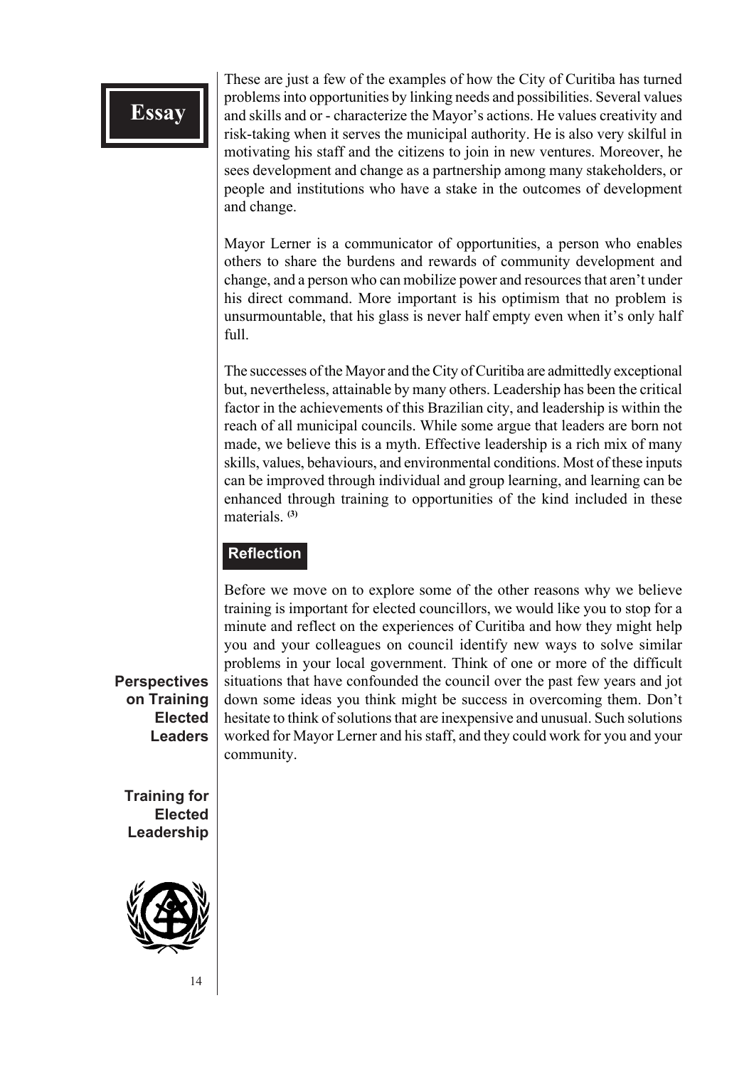These are just a few of the examples of how the City of Curitiba has turned problems into opportunities by linking needs and possibilities. Several values and skills and or - characterize the Mayor's actions. He values creativity and risk-taking when it serves the municipal authority. He is also very skilful in motivating his staff and the citizens to join in new ventures. Moreover, he sees development and change as a partnership among many stakeholders, or people and institutions who have a stake in the outcomes of development and change.

Mayor Lerner is a communicator of opportunities, a person who enables others to share the burdens and rewards of community development and change, and a person who can mobilize power and resources that aren't under his direct command. More important is his optimism that no problem is unsurmountable, that his glass is never half empty even when it's only half full.

The successes of the Mayor and the City of Curitiba are admittedly exceptional but, nevertheless, attainable by many others. Leadership has been the critical factor in the achievements of this Brazilian city, and leadership is within the reach of all municipal councils. While some argue that leaders are born not made, we believe this is a myth. Effective leadership is a rich mix of many skills, values, behaviours, and environmental conditions. Most of these inputs can be improved through individual and group learning, and learning can be enhanced through training to opportunities of the kind included in these materials. [3]

## Reflection

Before we move on to explore some of the other reasons why we believe training is important for elected councillors, we would like you to stop for a minute and reflect on the experiences of Curitiba and how they might help you and your colleagues on council identify new ways to solve similar problems in your local government. Think of one or more of the difficult situations that have confounded the council over the past few years and jot down some ideas you think might be success in overcoming them. Don't hesitate to think of solutions that are inexpensive and unusual. Such solutions worked for Mayor Lerner and his staff, and they could work for you and your community.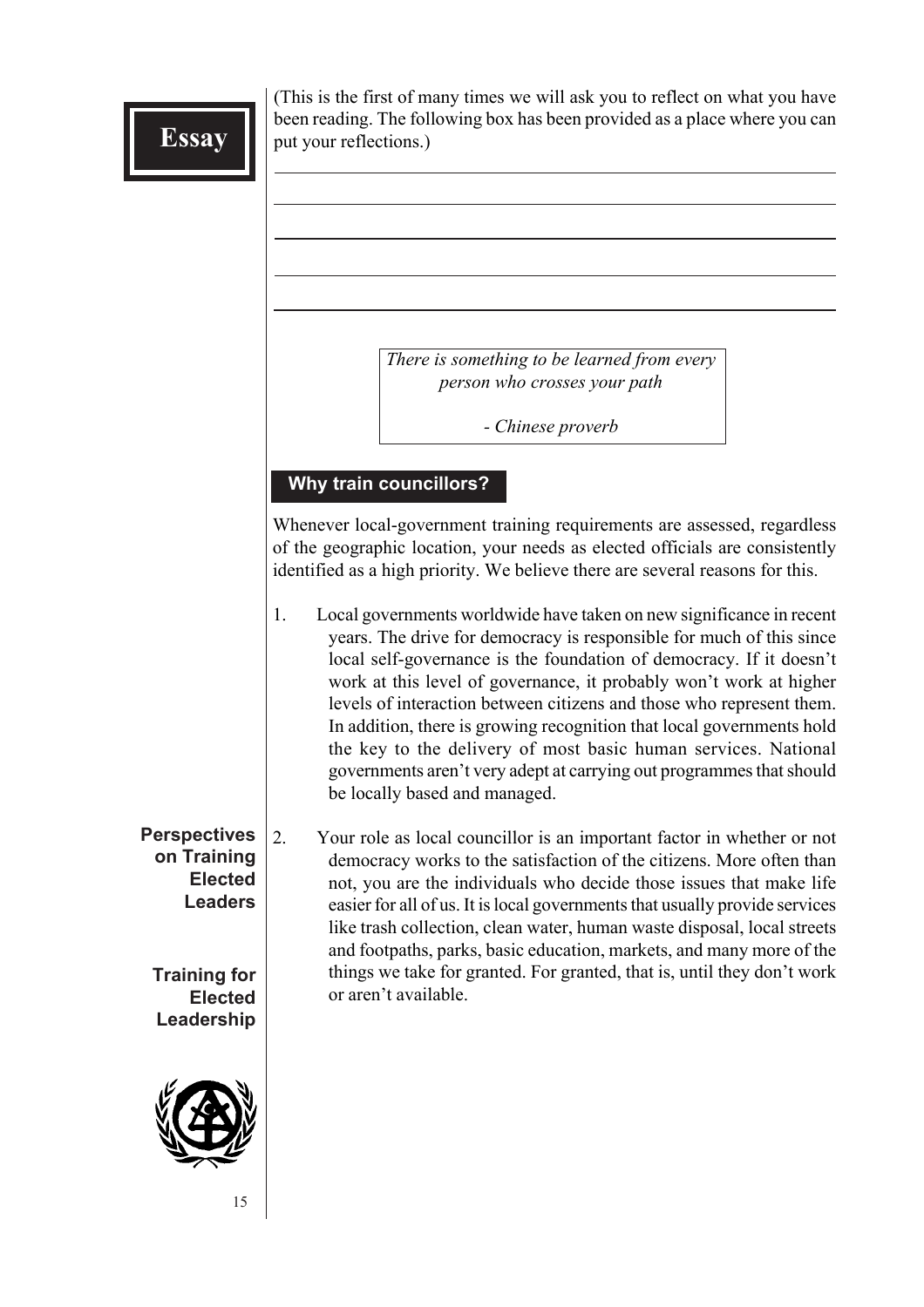**Essay**

(This is the first of many times we will ask you to reflect on what you have been reading. The following box has been provided as a place where you can put your reflections.)

> *There is something to be learned from every person who crosses your path*
>
> *- Chinese proverb*

## Why train councillors?

Whenever local-government training requirements are assessed, regardless of the geographic location, your needs as elected officials are consistently identified as a high priority. We believe there are several reasons for this.

1. Local governments worldwide have taken on new significance in recent years. The drive for democracy is responsible for much of this since local self-governance is the foundation of democracy. If it doesn't work at this level of governance, it probably won't work at higher levels of interaction between citizens and those who represent them. In addition, there is growing recognition that local governments hold the key to the delivery of most basic human services. National governments aren't very adept at carrying out programmes that should be locally based and managed.

2. Your role as local councillor is an important factor in whether or not democracy works to the satisfaction of the citizens. More often than not, you are the individuals who decide those issues that make life easier for all of us. It is local governments that usually provide services like trash collection, clean water, human waste disposal, local streets and footpaths, parks, basic education, markets, and many more of the things we take for granted. For granted, that is, until they don't work or aren't available.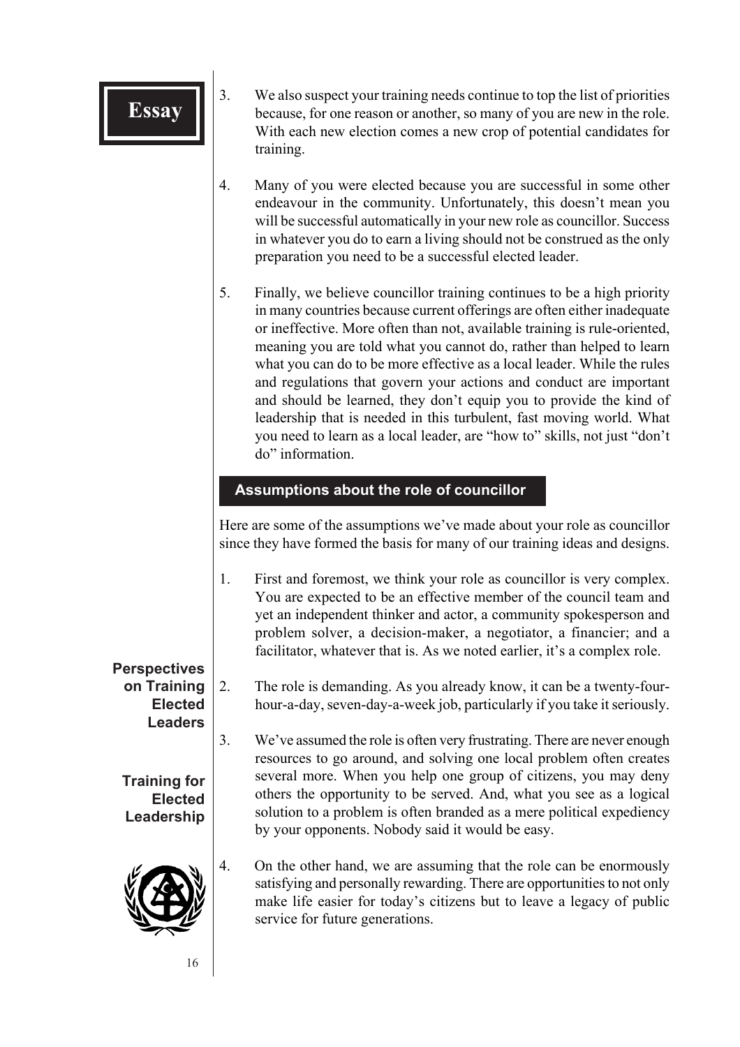3. We also suspect your training needs continue to top the list of priorities because, for one reason or another, so many of you are new in the role. With each new election comes a new crop of potential candidates for training.

4. Many of you were elected because you are successful in some other endeavour in the community. Unfortunately, this doesn't mean you will be successful automatically in your new role as councillor. Success in whatever you do to earn a living should not be construed as the only preparation you need to be a successful elected leader.

5. Finally, we believe councillor training continues to be a high priority in many countries because current offerings are often either inadequate or ineffective. More often than not, available training is rule-oriented, meaning you are told what you cannot do, rather than helped to learn what you can do to be more effective as a local leader. While the rules and regulations that govern your actions and conduct are important and should be learned, they don't equip you to provide the kind of leadership that is needed in this turbulent, fast moving world. What you need to learn as a local leader, are "how to" skills, not just "don't do" information.

## Assumptions about the role of councillor

Here are some of the assumptions we've made about your role as councillor since they have formed the basis for many of our training ideas and designs.

1. First and foremost, we think your role as councillor is very complex. You are expected to be an effective member of the council team and yet an independent thinker and actor, a community spokesperson and problem solver, a decision-maker, a negotiator, a financier; and a facilitator, whatever that is. As we noted earlier, it's a complex role.

2. The role is demanding. As you already know, it can be a twenty-four-hour-a-day, seven-day-a-week job, particularly if you take it seriously.

3. We've assumed the role is often very frustrating. There are never enough resources to go around, and solving one local problem often creates several more. When you help one group of citizens, you may deny others the opportunity to be served. And, what you see as a logical solution to a problem is often branded as a mere political expediency by your opponents. Nobody said it would be easy.

4. On the other hand, we are assuming that the role can be enormously satisfying and personally rewarding. There are opportunities to not only make life easier for today's citizens but to leave a legacy of public service for future generations.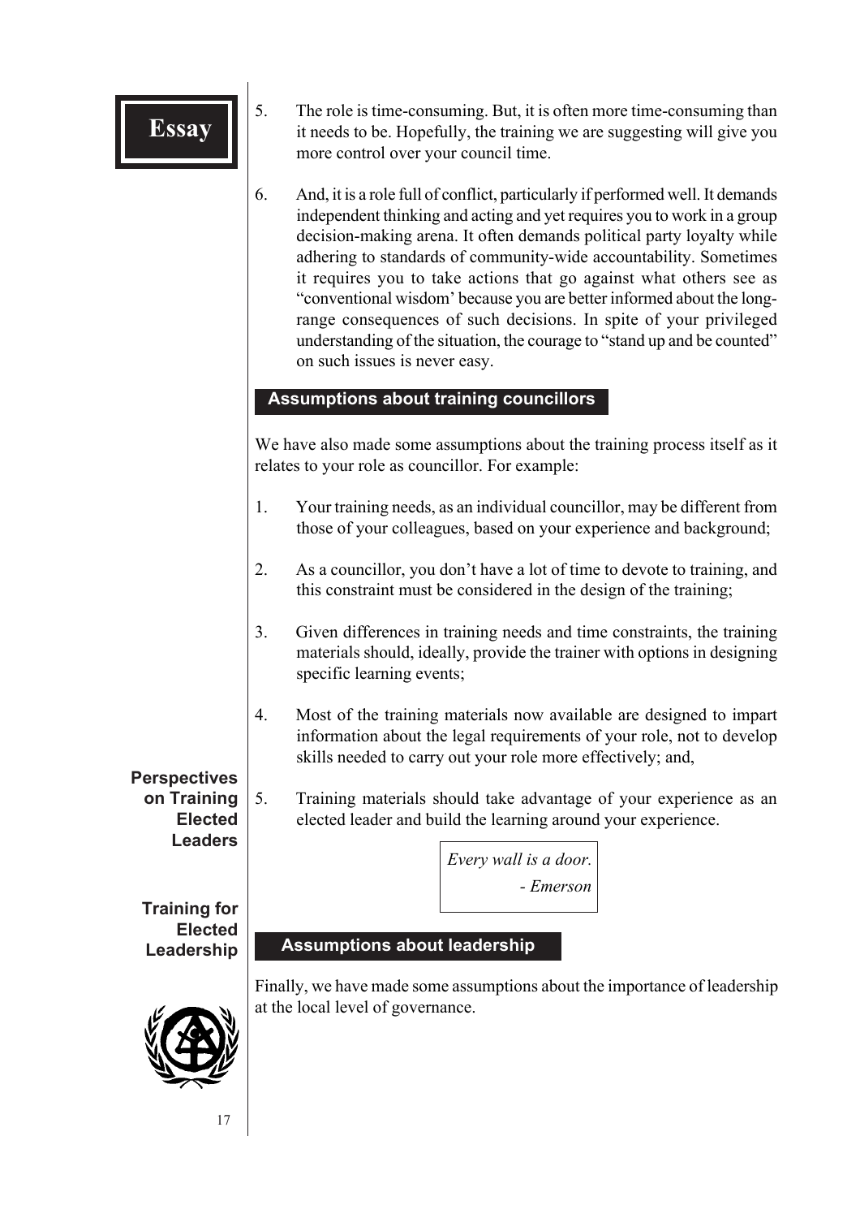5. The role is time-consuming. But, it is often more time-consuming than it needs to be. Hopefully, the training we are suggesting will give you more control over your council time.

6. And, it is a role full of conflict, particularly if performed well. It demands independent thinking and acting and yet requires you to work in a group decision-making arena. It often demands political party loyalty while adhering to standards of community-wide accountability. Sometimes it requires you to take actions that go against what others see as "conventional wisdom' because you are better informed about the long-range consequences of such decisions. In spite of your privileged understanding of the situation, the courage to "stand up and be counted" on such issues is never easy.

## Assumptions about training councillors

We have also made some assumptions about the training process itself as it relates to your role as councillor. For example:

1. Your training needs, as an individual councillor, may be different from those of your colleagues, based on your experience and background;

2. As a councillor, you don't have a lot of time to devote to training, and this constraint must be considered in the design of the training;

3. Given differences in training needs and time constraints, the training materials should, ideally, provide the trainer with options in designing specific learning events;

4. Most of the training materials now available are designed to impart information about the legal requirements of your role, not to develop skills needed to carry out your role more effectively; and,

5. Training materials should take advantage of your experience as an elected leader and build the learning around your experience.

> *Every wall is a door.*
> *- Emerson*

## Assumptions about leadership

Finally, we have made some assumptions about the importance of leadership at the local level of governance.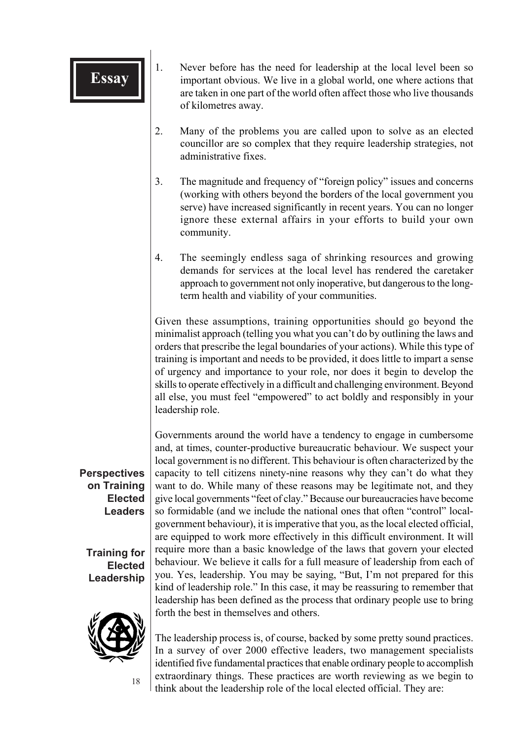**Essay**

1. Never before has the need for leadership at the local level been so important obvious. We live in a global world, one where actions that are taken in one part of the world often affect those who live thousands of kilometres away.

2. Many of the problems you are called upon to solve as an elected councillor are so complex that they require leadership strategies, not administrative fixes.

3. The magnitude and frequency of "foreign policy" issues and concerns (working with others beyond the borders of the local government you serve) have increased significantly in recent years. You can no longer ignore these external affairs in your efforts to build your own community.

4. The seemingly endless saga of shrinking resources and growing demands for services at the local level has rendered the caretaker approach to government not only inoperative, but dangerous to the long-term health and viability of your communities.

Given these assumptions, training opportunities should go beyond the minimalist approach (telling you what you can't do by outlining the laws and orders that prescribe the legal boundaries of your actions). While this type of training is important and needs to be provided, it does little to impart a sense of urgency and importance to your role, nor does it begin to develop the skills to operate effectively in a difficult and challenging environment. Beyond all else, you must feel "empowered" to act boldly and responsibly in your leadership role.

Governments around the world have a tendency to engage in cumbersome and, at times, counter-productive bureaucratic behaviour. We suspect your local government is no different. This behaviour is often characterized by the capacity to tell citizens ninety-nine reasons why they can't do what they want to do. While many of these reasons may be legitimate not, and they give local governments "feet of clay." Because our bureaucracies have become so formidable (and we include the national ones that often "control" local-government behaviour), it is imperative that you, as the local elected official, are equipped to work more effectively in this difficult environment. It will require more than a basic knowledge of the laws that govern your elected behaviour. We believe it calls for a full measure of leadership from each of you. Yes, leadership. You may be saying, "But, I'm not prepared for this kind of leadership role." In this case, it may be reassuring to remember that leadership has been defined as the process that ordinary people use to bring forth the best in themselves and others.

The leadership process is, of course, backed by some pretty sound practices. In a survey of over 2000 effective leaders, two management specialists identified five fundamental practices that enable ordinary people to accomplish extraordinary things. These practices are worth reviewing as we begin to think about the leadership role of the local elected official. They are: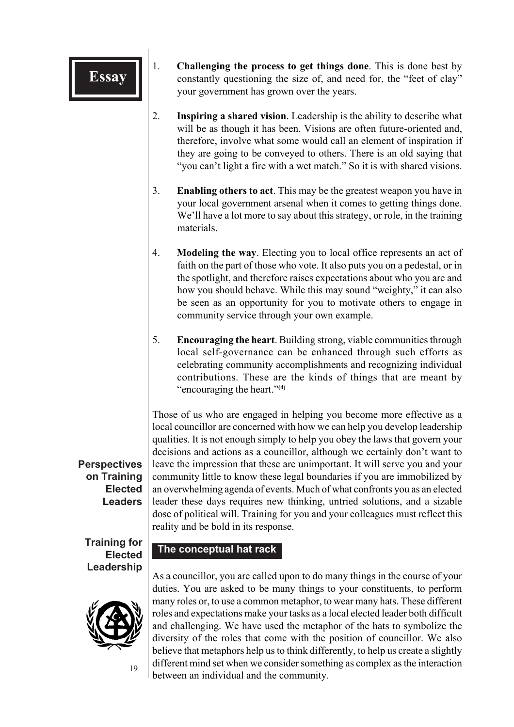1. **Challenging the process to get things done**. This is done best by constantly questioning the size of, and need for, the "feet of clay" your government has grown over the years.

2. **Inspiring a shared vision**. Leadership is the ability to describe what will be as though it has been. Visions are often future-oriented and, therefore, involve what some would call an element of inspiration if they are going to be conveyed to others. There is an old saying that "you can't light a fire with a wet match." So it is with shared visions.

3. **Enabling others to act**. This may be the greatest weapon you have in your local government arsenal when it comes to getting things done. We'll have a lot more to say about this strategy, or role, in the training materials.

4. **Modeling the way**. Electing you to local office represents an act of faith on the part of those who vote. It also puts you on a pedestal, or in the spotlight, and therefore raises expectations about who you are and how you should behave. While this may sound "weighty," it can also be seen as an opportunity for you to motivate others to engage in community service through your own example.

5. **Encouraging the heart**. Building strong, viable communities through local self-governance can be enhanced through such efforts as celebrating community accomplishments and recognizing individual contributions. These are the kinds of things that are meant by "encouraging the heart."[4]

Those of us who are engaged in helping you become more effective as a local councillor are concerned with how we can help you develop leadership qualities. It is not enough simply to help you obey the laws that govern your decisions and actions as a councillor, although we certainly don't want to leave the impression that these are unimportant. It will serve you and your community little to know these legal boundaries if you are immobilized by an overwhelming agenda of events. Much of what confronts you as an elected leader these days requires new thinking, untried solutions, and a sizable dose of political will. Training for you and your colleagues must reflect this reality and be bold in its response.

## The conceptual hat rack

As a councillor, you are called upon to do many things in the course of your duties. You are asked to be many things to your constituents, to perform many roles or, to use a common metaphor, to wear many hats. These different roles and expectations make your tasks as a local elected leader both difficult and challenging. We have used the metaphor of the hats to symbolize the diversity of the roles that come with the position of councillor. We also believe that metaphors help us to think differently, to help us create a slightly different mind set when we consider something as complex as the interaction between an individual and the community.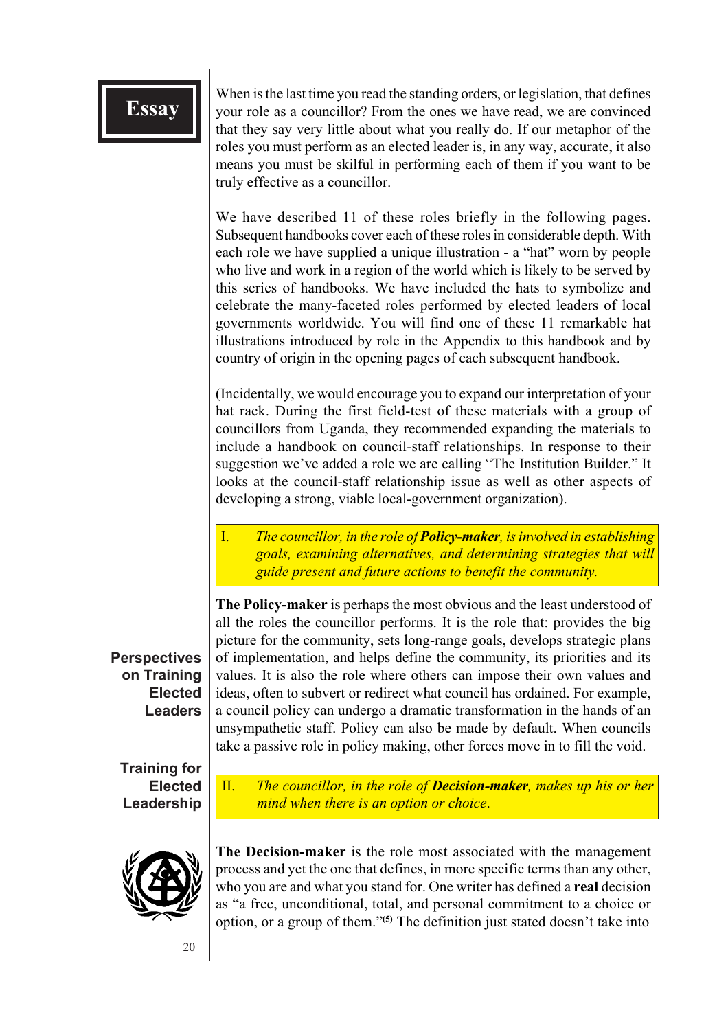## Essay

When is the last time you read the standing orders, or legislation, that defines your role as a councillor? From the ones we have read, we are convinced that they say very little about what you really do. If our metaphor of the roles you must perform as an elected leader is, in any way, accurate, it also means you must be skilful in performing each of them if you want to be truly effective as a councillor.

We have described 11 of these roles briefly in the following pages. Subsequent handbooks cover each of these roles in considerable depth. With each role we have supplied a unique illustration - a "hat" worn by people who live and work in a region of the world which is likely to be served by this series of handbooks. We have included the hats to symbolize and celebrate the many-faceted roles performed by elected leaders of local governments worldwide. You will find one of these 11 remarkable hat illustrations introduced by role in the Appendix to this handbook and by country of origin in the opening pages of each subsequent handbook.

(Incidentally, we would encourage you to expand our interpretation of your hat rack. During the first field-test of these materials with a group of councillors from Uganda, they recommended expanding the materials to include a handbook on council-staff relationships. In response to their suggestion we've added a role we are calling "The Institution Builder." It looks at the council-staff relationship issue as well as other aspects of developing a strong, viable local-government organization).

> I. *The councillor, in the role of **Policy-maker**, is involved in establishing goals, examining alternatives, and determining strategies that will guide present and future actions to benefit the community.*

**The Policy-maker** is perhaps the most obvious and the least understood of all the roles the councillor performs. It is the role that: provides the big picture for the community, sets long-range goals, develops strategic plans of implementation, and helps define the community, its priorities and its values. It is also the role where others can impose their own values and ideas, often to subvert or redirect what council has ordained. For example, a council policy can undergo a dramatic transformation in the hands of an unsympathetic staff. Policy can also be made by default. When councils take a passive role in policy making, other forces move in to fill the void.

> II. *The councillor, in the role of **Decision-maker**, makes up his or her mind when there is an option or choice.*

**The Decision-maker** is the role most associated with the management process and yet the one that defines, in more specific terms than any other, who you are and what you stand for. One writer has defined a **real** decision as "a free, unconditional, total, and personal commitment to a choice or option, or a group of them."[(5)] The definition just stated doesn't take into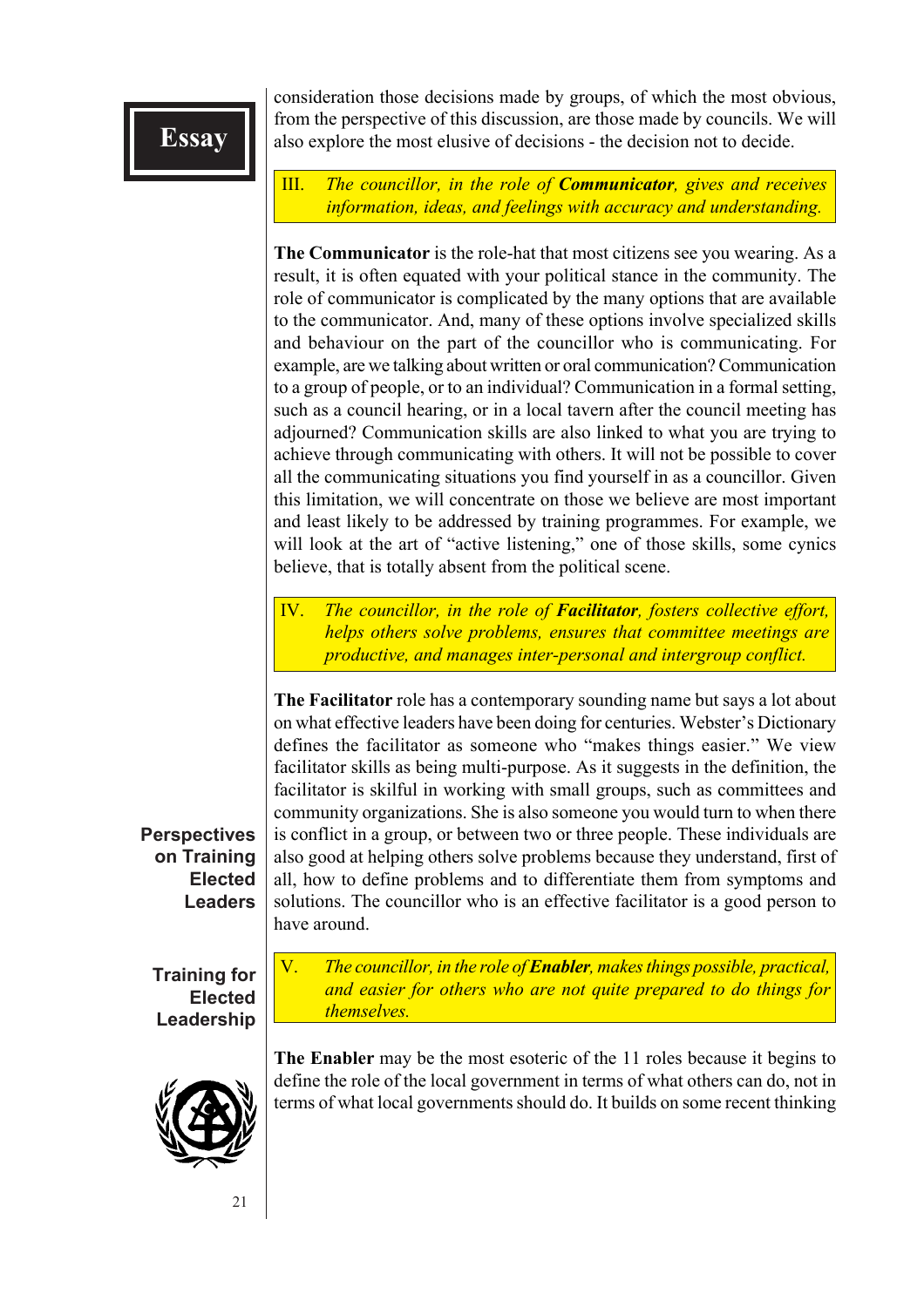consideration those decisions made by groups, of which the most obvious, from the perspective of this discussion, are those made by councils. We will also explore the most elusive of decisions - the decision not to decide.

> III. *The councillor, in the role of **Communicator**, gives and receives information, ideas, and feelings with accuracy and understanding.*

**The Communicator** is the role-hat that most citizens see you wearing. As a result, it is often equated with your political stance in the community. The role of communicator is complicated by the many options that are available to the communicator. And, many of these options involve specialized skills and behaviour on the part of the councillor who is communicating. For example, are we talking about written or oral communication? Communication to a group of people, or to an individual? Communication in a formal setting, such as a council hearing, or in a local tavern after the council meeting has adjourned? Communication skills are also linked to what you are trying to achieve through communicating with others. It will not be possible to cover all the communicating situations you find yourself in as a councillor. Given this limitation, we will concentrate on those we believe are most important and least likely to be addressed by training programmes. For example, we will look at the art of "active listening," one of those skills, some cynics believe, that is totally absent from the political scene.

> IV. *The councillor, in the role of **Facilitator**, fosters collective effort, helps others solve problems, ensures that committee meetings are productive, and manages inter-personal and intergroup conflict.*

**The Facilitator** role has a contemporary sounding name but says a lot about on what effective leaders have been doing for centuries. Webster's Dictionary defines the facilitator as someone who "makes things easier." We view facilitator skills as being multi-purpose. As it suggests in the definition, the facilitator is skilful in working with small groups, such as committees and community organizations. She is also someone you would turn to when there is conflict in a group, or between two or three people. These individuals are also good at helping others solve problems because they understand, first of all, how to define problems and to differentiate them from symptoms and solutions. The councillor who is an effective facilitator is a good person to have around.

> V. *The councillor, in the role of **Enabler**, makes things possible, practical, and easier for others who are not quite prepared to do things for themselves.*

**The Enabler** may be the most esoteric of the 11 roles because it begins to define the role of the local government in terms of what others can do, not in terms of what local governments should do. It builds on some recent thinking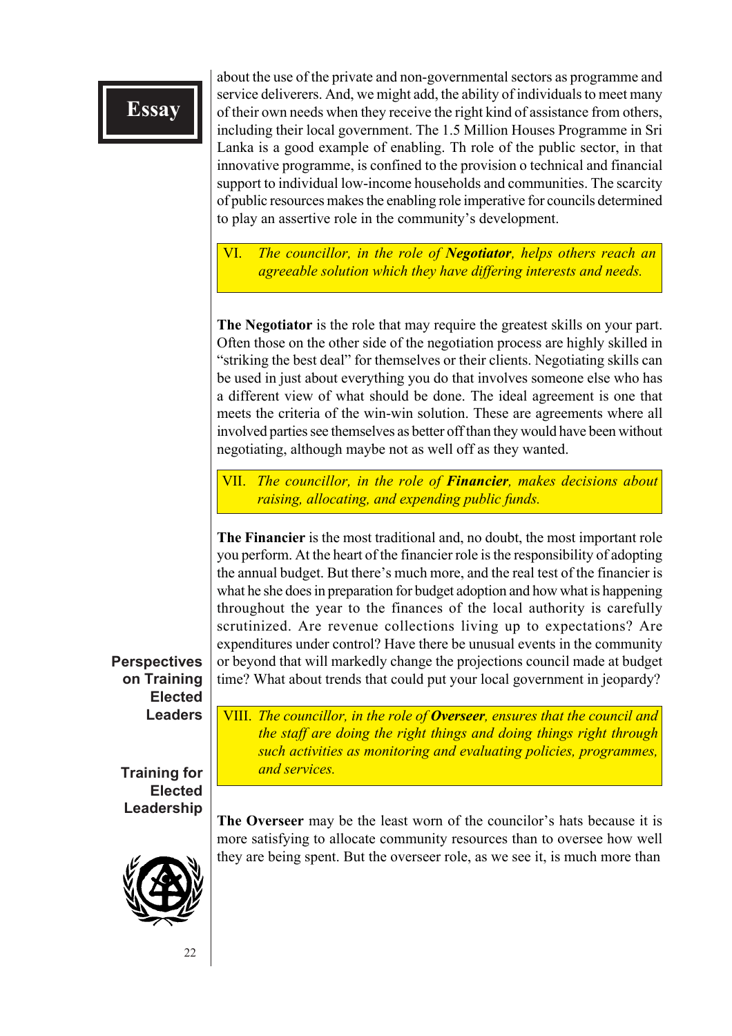about the use of the private and non-governmental sectors as programme and service deliverers. And, we might add, the ability of individuals to meet many of their own needs when they receive the right kind of assistance from others, including their local government. The 1.5 Million Houses Programme in Sri Lanka is a good example of enabling. Th role of the public sector, in that innovative programme, is confined to the provision o technical and financial support to individual low-income households and communities. The scarcity of public resources makes the enabling role imperative for councils determined to play an assertive role in the community's development.

> VI. *The councillor, in the role of **Negotiator**, helps others reach an agreeable solution which they have differing interests and needs.*

**The Negotiator** is the role that may require the greatest skills on your part. Often those on the other side of the negotiation process are highly skilled in "striking the best deal" for themselves or their clients. Negotiating skills can be used in just about everything you do that involves someone else who has a different view of what should be done. The ideal agreement is one that meets the criteria of the win-win solution. These are agreements where all involved parties see themselves as better off than they would have been without negotiating, although maybe not as well off as they wanted.

> VII. *The councillor, in the role of **Financier**, makes decisions about raising, allocating, and expending public funds.*

**The Financier** is the most traditional and, no doubt, the most important role you perform. At the heart of the financier role is the responsibility of adopting the annual budget. But there's much more, and the real test of the financier is what he she does in preparation for budget adoption and how what is happening throughout the year to the finances of the local authority is carefully scrutinized. Are revenue collections living up to expectations? Are expenditures under control? Have there be unusual events in the community or beyond that will markedly change the projections council made at budget time? What about trends that could put your local government in jeopardy?

> VIII. *The councillor, in the role of **Overseer**, ensures that the council and the staff are doing the right things and doing things right through such activities as monitoring and evaluating policies, programmes, and services.*

**The Overseer** may be the least worn of the councilor's hats because it is more satisfying to allocate community resources than to oversee how well they are being spent. But the overseer role, as we see it, is much more than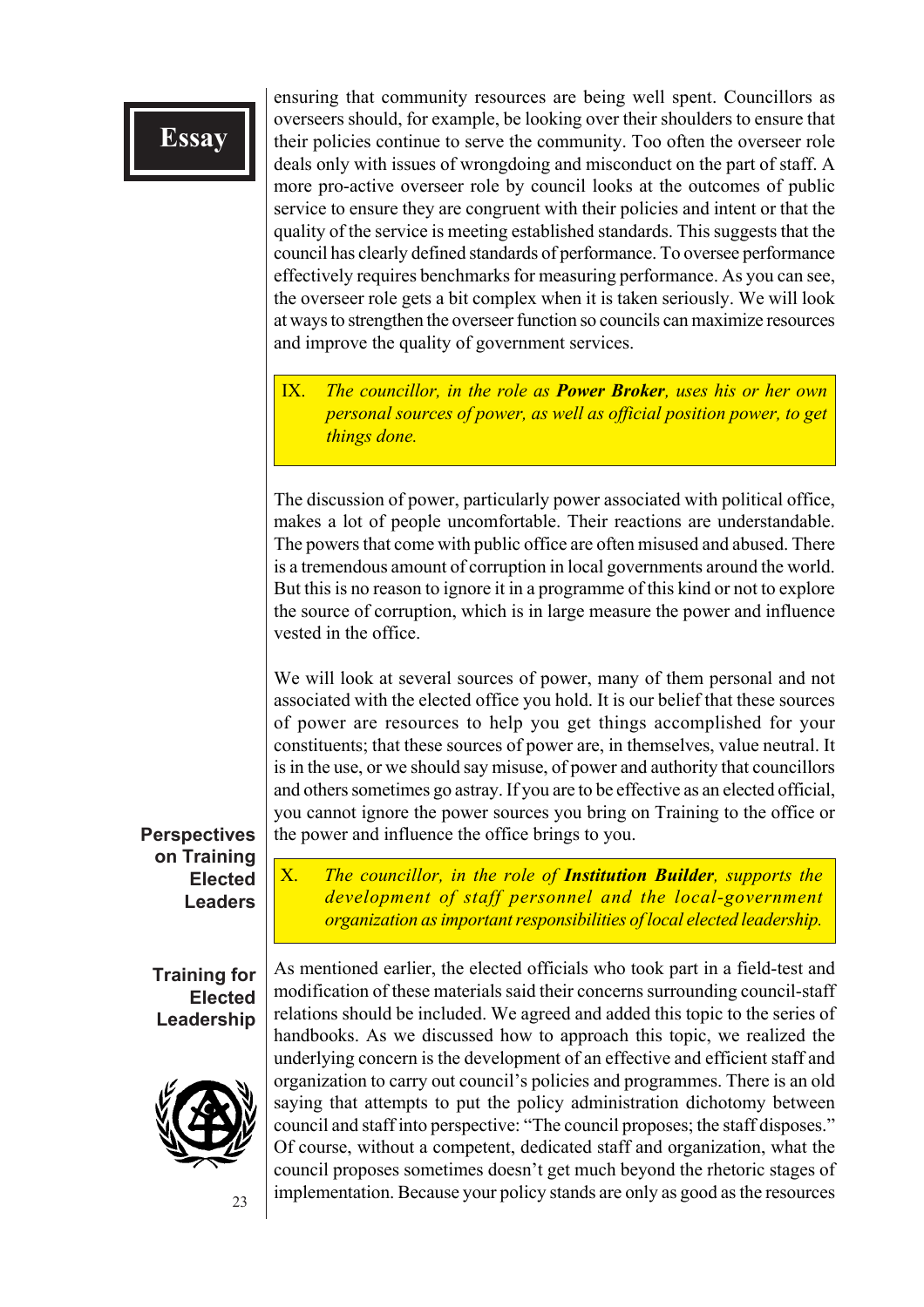ensuring that community resources are being well spent. Councillors as overseers should, for example, be looking over their shoulders to ensure that their policies continue to serve the community. Too often the overseer role deals only with issues of wrongdoing and misconduct on the part of staff. A more pro-active overseer role by council looks at the outcomes of public service to ensure they are congruent with their policies and intent or that the quality of the service is meeting established standards. This suggests that the council has clearly defined standards of performance. To oversee performance effectively requires benchmarks for measuring performance. As you can see, the overseer role gets a bit complex when it is taken seriously. We will look at ways to strengthen the overseer function so councils can maximize resources and improve the quality of government services.

> IX. *The councillor, in the role as* ***Power Broker****, uses his or her own personal sources of power, as well as official position power, to get things done.*

The discussion of power, particularly power associated with political office, makes a lot of people uncomfortable. Their reactions are understandable. The powers that come with public office are often misused and abused. There is a tremendous amount of corruption in local governments around the world. But this is no reason to ignore it in a programme of this kind or not to explore the source of corruption, which is in large measure the power and influence vested in the office.

We will look at several sources of power, many of them personal and not associated with the elected office you hold. It is our belief that these sources of power are resources to help you get things accomplished for your constituents; that these sources of power are, in themselves, value neutral. It is in the use, or we should say misuse, of power and authority that councillors and others sometimes go astray. If you are to be effective as an elected official, you cannot ignore the power sources you bring on Training to the office or the power and influence the office brings to you.

> X. *The councillor, in the role of* ***Institution Builder****, supports the development of staff personnel and the local-government organization as important responsibilities of local elected leadership.*

As mentioned earlier, the elected officials who took part in a field-test and modification of these materials said their concerns surrounding council-staff relations should be included. We agreed and added this topic to the series of handbooks. As we discussed how to approach this topic, we realized the underlying concern is the development of an effective and efficient staff and organization to carry out council's policies and programmes. There is an old saying that attempts to put the policy administration dichotomy between council and staff into perspective: "The council proposes; the staff disposes." Of course, without a competent, dedicated staff and organization, what the council proposes sometimes doesn't get much beyond the rhetoric stages of implementation. Because your policy stands are only as good as the resources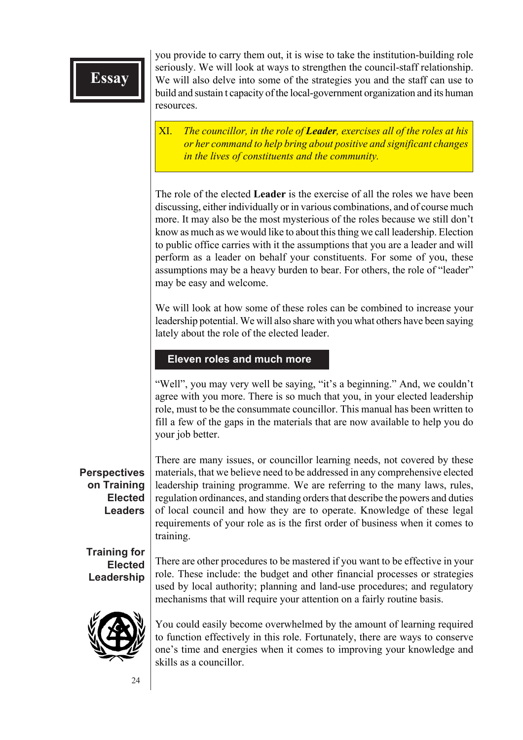you provide to carry them out, it is wise to take the institution-building role seriously. We will look at ways to strengthen the council-staff relationship. We will also delve into some of the strategies you and the staff can use to build and sustain t capacity of the local-government organization and its human resources.

> XI. *The councillor, in the role of **Leader**, exercises all of the roles at his or her command to help bring about positive and significant changes in the lives of constituents and the community.*

The role of the elected **Leader** is the exercise of all the roles we have been discussing, either individually or in various combinations, and of course much more. It may also be the most mysterious of the roles because we still don't know as much as we would like to about this thing we call leadership. Election to public office carries with it the assumptions that you are a leader and will perform as a leader on behalf your constituents. For some of you, these assumptions may be a heavy burden to bear. For others, the role of "leader" may be easy and welcome.

We will look at how some of these roles can be combined to increase your leadership potential. We will also share with you what others have been saying lately about the role of the elected leader.

## Eleven roles and much more

"Well", you may very well be saying, "it's a beginning." And, we couldn't agree with you more. There is so much that you, in your elected leadership role, must to be the consummate councillor. This manual has been written to fill a few of the gaps in the materials that are now available to help you do your job better.

There are many issues, or councillor learning needs, not covered by these materials, that we believe need to be addressed in any comprehensive elected leadership training programme. We are referring to the many laws, rules, regulation ordinances, and standing orders that describe the powers and duties of local council and how they are to operate. Knowledge of these legal requirements of your role as is the first order of business when it comes to training.

There are other procedures to be mastered if you want to be effective in your role. These include: the budget and other financial processes or strategies used by local authority; planning and land-use procedures; and regulatory mechanisms that will require your attention on a fairly routine basis.

You could easily become overwhelmed by the amount of learning required to function effectively in this role. Fortunately, there are ways to conserve one's time and energies when it comes to improving your knowledge and skills as a councillor.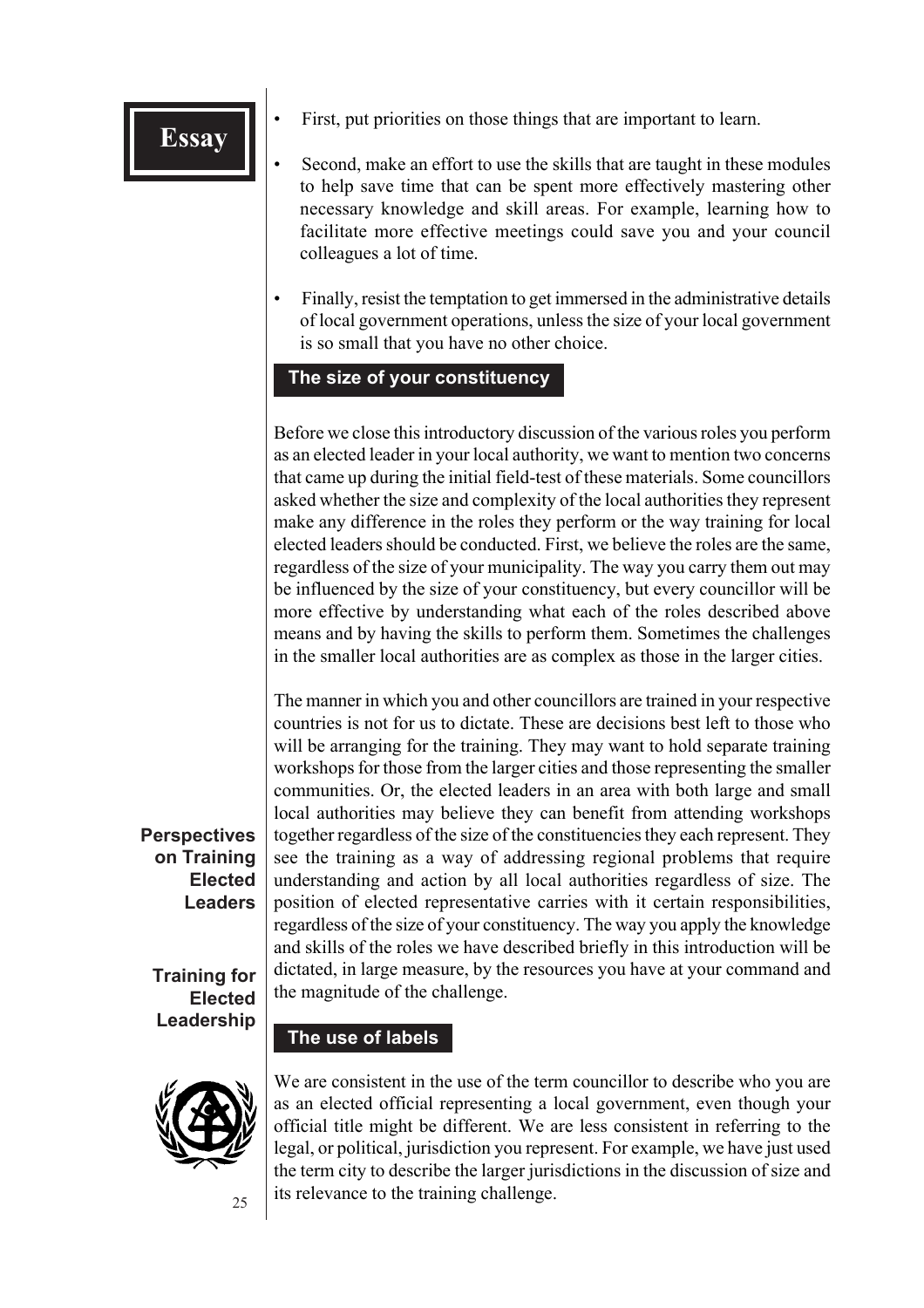- First, put priorities on those things that are important to learn.
- Second, make an effort to use the skills that are taught in these modules to help save time that can be spent more effectively mastering other necessary knowledge and skill areas. For example, learning how to facilitate more effective meetings could save you and your council colleagues a lot of time.
- Finally, resist the temptation to get immersed in the administrative details of local government operations, unless the size of your local government is so small that you have no other choice.

## The size of your constituency

Before we close this introductory discussion of the various roles you perform as an elected leader in your local authority, we want to mention two concerns that came up during the initial field-test of these materials. Some councillors asked whether the size and complexity of the local authorities they represent make any difference in the roles they perform or the way training for local elected leaders should be conducted. First, we believe the roles are the same, regardless of the size of your municipality. The way you carry them out may be influenced by the size of your constituency, but every councillor will be more effective by understanding what each of the roles described above means and by having the skills to perform them. Sometimes the challenges in the smaller local authorities are as complex as those in the larger cities.

The manner in which you and other councillors are trained in your respective countries is not for us to dictate. These are decisions best left to those who will be arranging for the training. They may want to hold separate training workshops for those from the larger cities and those representing the smaller communities. Or, the elected leaders in an area with both large and small local authorities may believe they can benefit from attending workshops together regardless of the size of the constituencies they each represent. They see the training as a way of addressing regional problems that require understanding and action by all local authorities regardless of size. The position of elected representative carries with it certain responsibilities, regardless of the size of your constituency. The way you apply the knowledge and skills of the roles we have described briefly in this introduction will be dictated, in large measure, by the resources you have at your command and the magnitude of the challenge.

## The use of labels

We are consistent in the use of the term councillor to describe who you are as an elected official representing a local government, even though your official title might be different. We are less consistent in referring to the legal, or political, jurisdiction you represent. For example, we have just used the term city to describe the larger jurisdictions in the discussion of size and its relevance to the training challenge.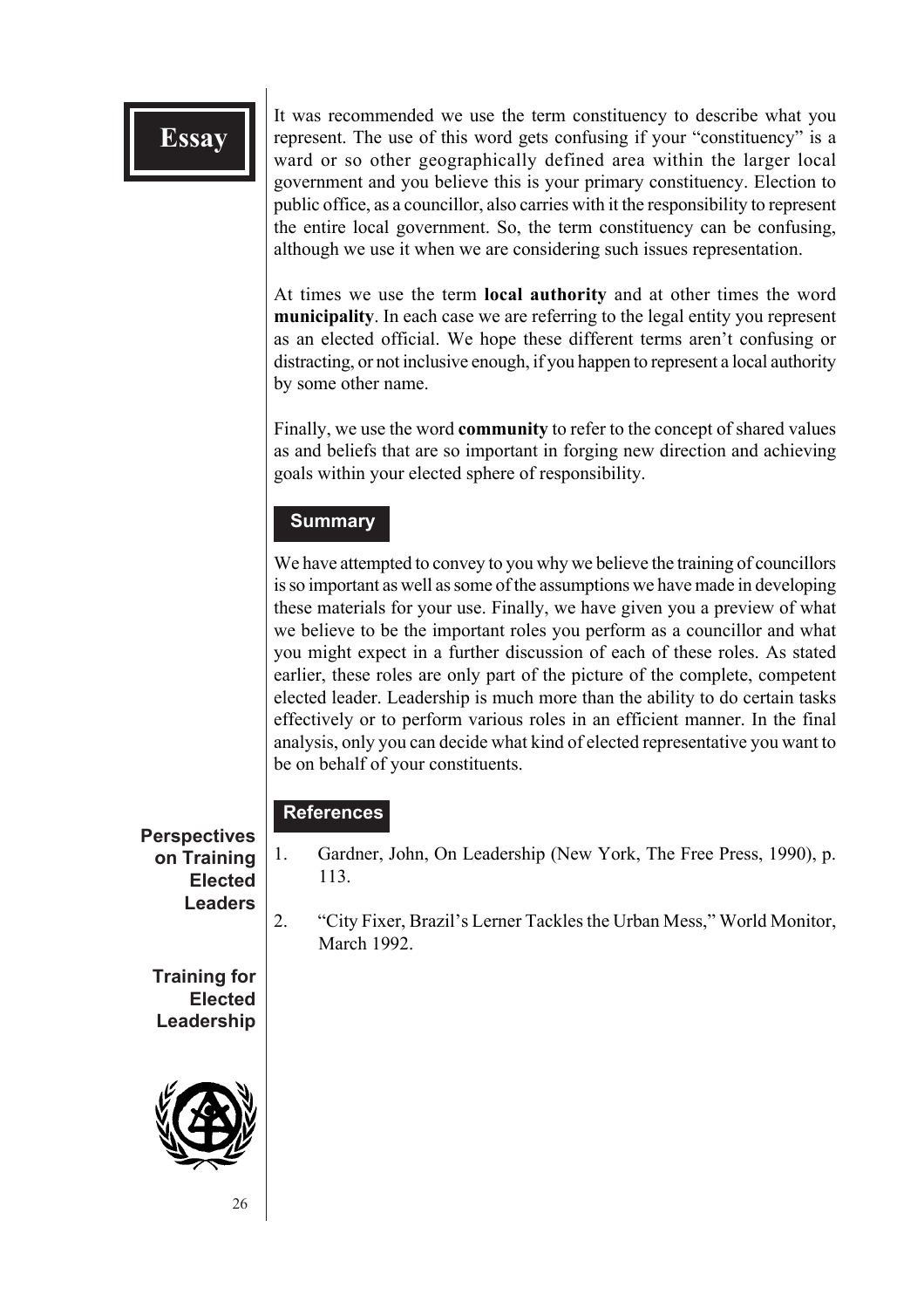It was recommended we use the term constituency to describe what you represent. The use of this word gets confusing if your "constituency" is a ward or so other geographically defined area within the larger local government and you believe this is your primary constituency. Election to public office, as a councillor, also carries with it the responsibility to represent the entire local government. So, the term constituency can be confusing, although we use it when we are considering such issues representation.

At times we use the term **local authority** and at other times the word **municipality**. In each case we are referring to the legal entity you represent as an elected official. We hope these different terms aren't confusing or distracting, or not inclusive enough, if you happen to represent a local authority by some other name.

Finally, we use the word **community** to refer to the concept of shared values as and beliefs that are so important in forging new direction and achieving goals within your elected sphere of responsibility.

## Summary

We have attempted to convey to you why we believe the training of councillors is so important as well as some of the assumptions we have made in developing these materials for your use. Finally, we have given you a preview of what we believe to be the important roles you perform as a councillor and what you might expect in a further discussion of each of these roles. As stated earlier, these roles are only part of the picture of the complete, competent elected leader. Leadership is much more than the ability to do certain tasks effectively or to perform various roles in an efficient manner. In the final analysis, only you can decide what kind of elected representative you want to be on behalf of your constituents.

## References

1. Gardner, John, On Leadership (New York, The Free Press, 1990), p. 113.
2. "City Fixer, Brazil's Lerner Tackles the Urban Mess," World Monitor, March 1992.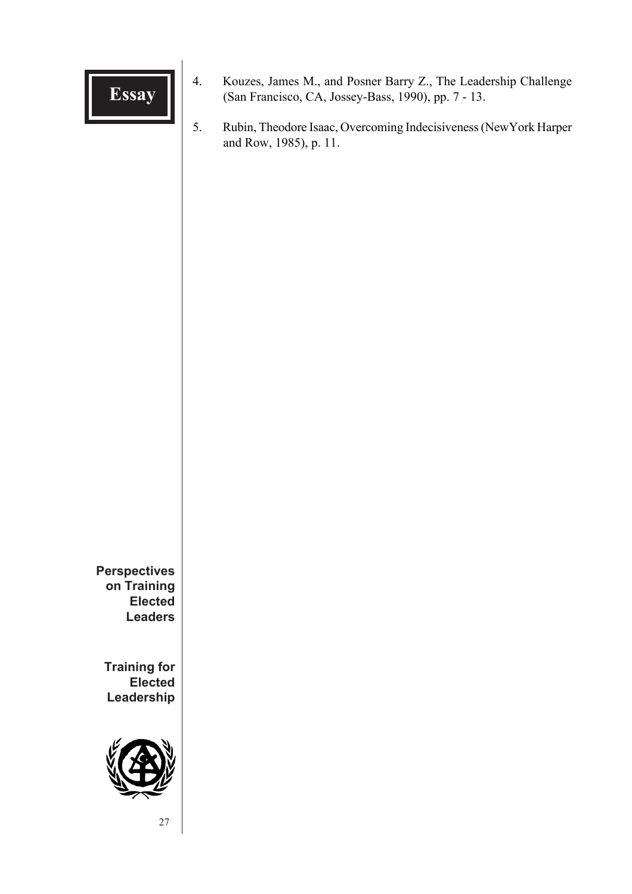4. Kouzes, James M., and Posner Barry Z., The Leadership Challenge (San Francisco, CA, Jossey-Bass, 1990), pp. 7 - 13.

5. Rubin, Theodore Isaac, Overcoming Indecisiveness (NewYork Harper and Row, 1985), p. 11.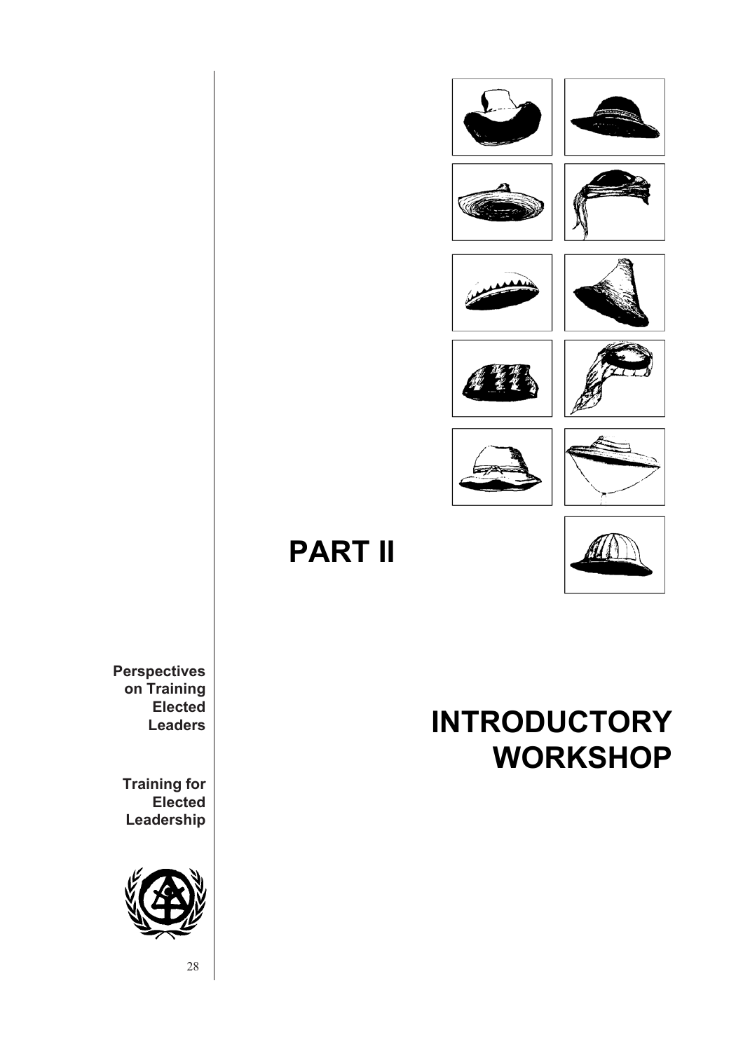# PART II

# INTRODUCTORY WORKSHOP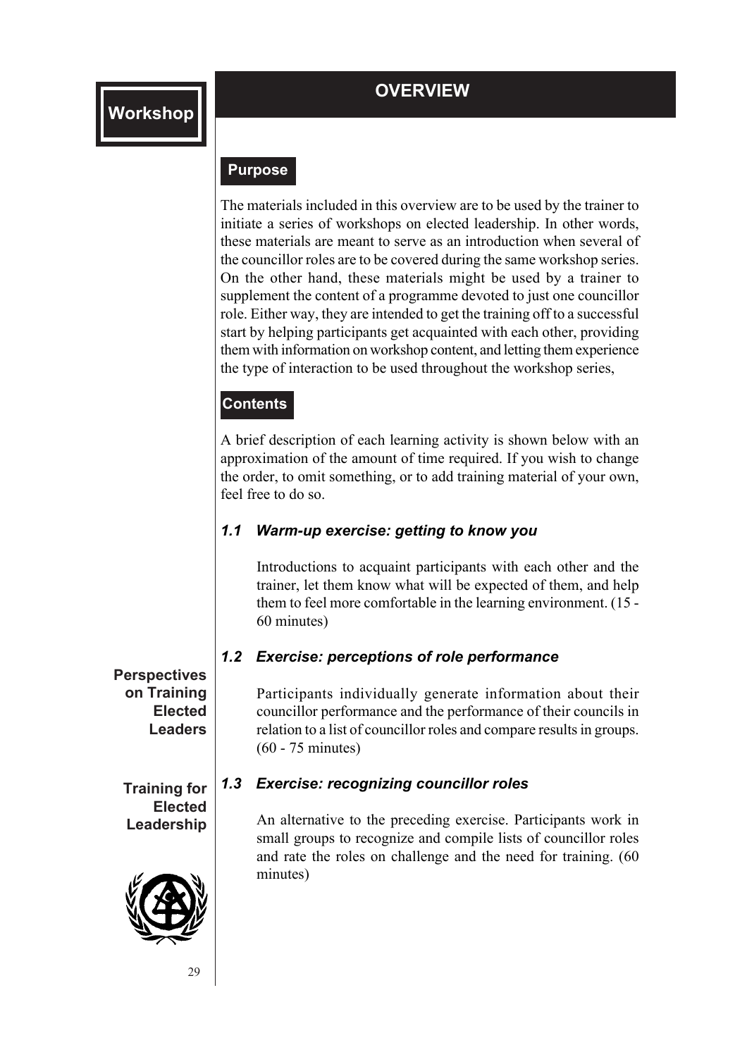# Workshop

## OVERVIEW

### Purpose

The materials included in this overview are to be used by the trainer to initiate a series of workshops on elected leadership. In other words, these materials are meant to serve as an introduction when several of the councillor roles are to be covered during the same workshop series. On the other hand, these materials might be used by a trainer to supplement the content of a programme devoted to just one councillor role. Either way, they are intended to get the training off to a successful start by helping participants get acquainted with each other, providing them with information on workshop content, and letting them experience the type of interaction to be used throughout the workshop series,

### Contents

A brief description of each learning activity is shown below with an approximation of the amount of time required. If you wish to change the order, to omit something, or to add training material of your own, feel free to do so.

#### *1.1 Warm-up exercise: getting to know you*

Introductions to acquaint participants with each other and the trainer, let them know what will be expected of them, and help them to feel more comfortable in the learning environment. (15 - 60 minutes)

#### *1.2 Exercise: perceptions of role performance*

Participants individually generate information about their councillor performance and the performance of their councils in relation to a list of councillor roles and compare results in groups. (60 - 75 minutes)

#### *1.3 Exercise: recognizing councillor roles*

An alternative to the preceding exercise. Participants work in small groups to recognize and compile lists of councillor roles and rate the roles on challenge and the need for training. (60 minutes)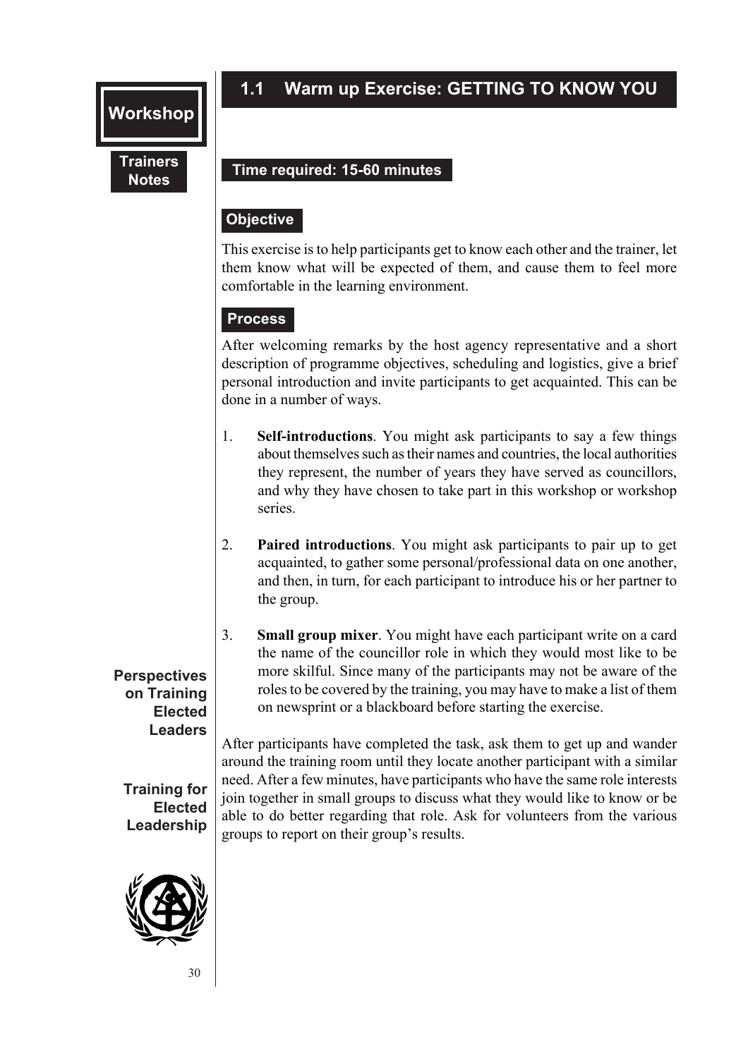## 1.1 Warm up Exercise: GETTING TO KNOW YOU

**Time required: 15-60 minutes**

**Objective**

This exercise is to help participants get to know each other and the trainer, let them know what will be expected of them, and cause them to feel more comfortable in the learning environment.

**Process**

After welcoming remarks by the host agency representative and a short description of programme objectives, scheduling and logistics, give a brief personal introduction and invite participants to get acquainted. This can be done in a number of ways.

1. **Self-introductions**. You might ask participants to say a few things about themselves such as their names and countries, the local authorities they represent, the number of years they have served as councillors, and why they have chosen to take part in this workshop or workshop series.

2. **Paired introductions**. You might ask participants to pair up to get acquainted, to gather some personal/professional data on one another, and then, in turn, for each participant to introduce his or her partner to the group.

3. **Small group mixer**. You might have each participant write on a card the name of the councillor role in which they would most like to be more skilful. Since many of the participants may not be aware of the roles to be covered by the training, you may have to make a list of them on newsprint or a blackboard before starting the exercise.

After participants have completed the task, ask them to get up and wander around the training room until they locate another participant with a similar need. After a few minutes, have participants who have the same role interests join together in small groups to discuss what they would like to know or be able to do better regarding that role. Ask for volunteers from the various groups to report on their group's results.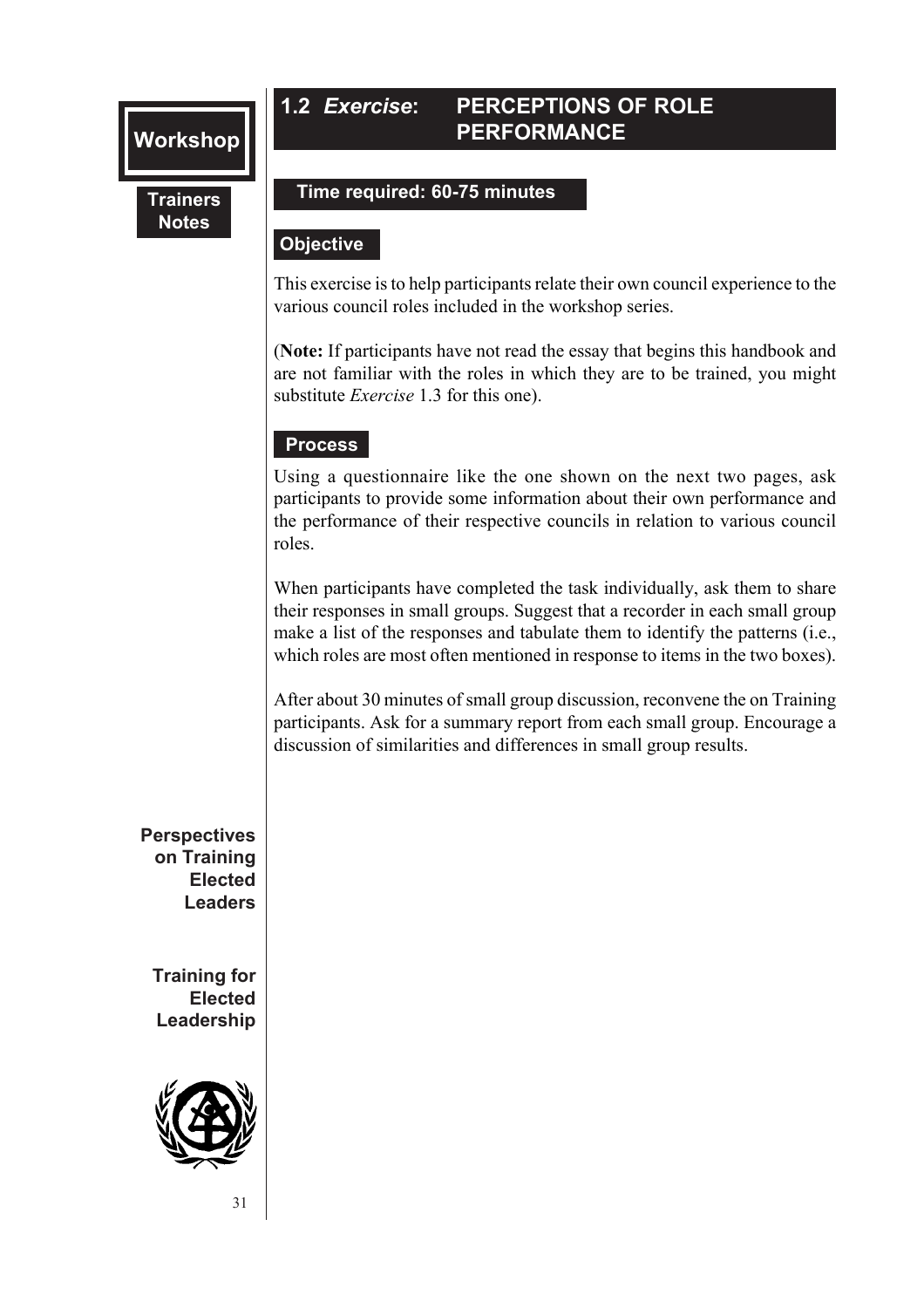## 1.2 *Exercise*: PERCEPTIONS OF ROLE PERFORMANCE

**Time required: 60-75 minutes**

### Objective

This exercise is to help participants relate their own council experience to the various council roles included in the workshop series.

(**Note:** If participants have not read the essay that begins this handbook and are not familiar with the roles in which they are to be trained, you might substitute *Exercise* 1.3 for this one).

### Process

Using a questionnaire like the one shown on the next two pages, ask participants to provide some information about their own performance and the performance of their respective councils in relation to various council roles.

When participants have completed the task individually, ask them to share their responses in small groups. Suggest that a recorder in each small group make a list of the responses and tabulate them to identify the patterns (i.e., which roles are most often mentioned in response to items in the two boxes).

After about 30 minutes of small group discussion, reconvene the on Training participants. Ask for a summary report from each small group. Encourage a discussion of similarities and differences in small group results.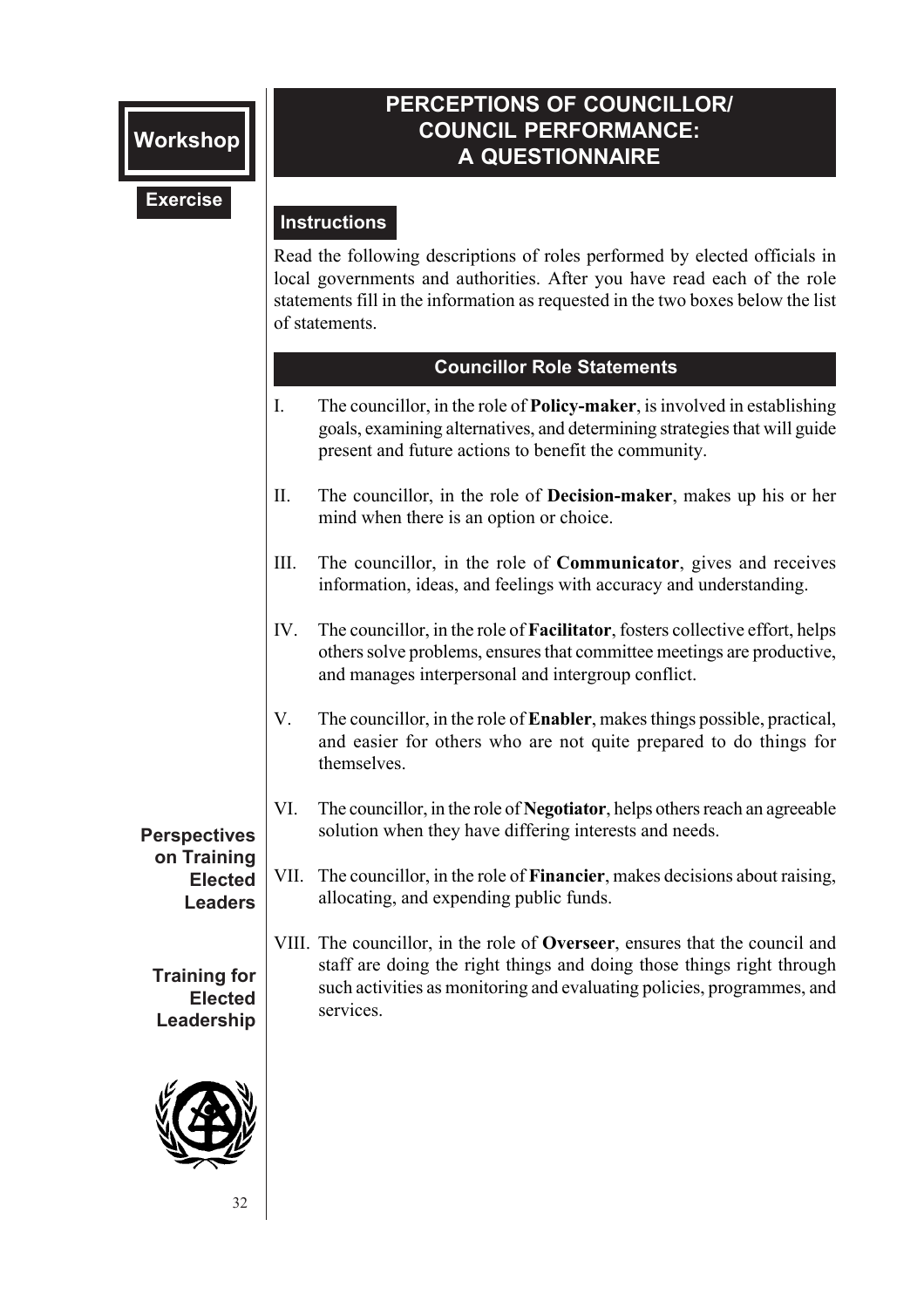**Workshop**

**Exercise**

# PERCEPTIONS OF COUNCILLOR/ COUNCIL PERFORMANCE: A QUESTIONNAIRE

## Instructions

Read the following descriptions of roles performed by elected officials in local governments and authorities. After you have read each of the role statements fill in the information as requested in the two boxes below the list of statements.

## Councillor Role Statements

I. The councillor, in the role of **Policy-maker**, is involved in establishing goals, examining alternatives, and determining strategies that will guide present and future actions to benefit the community.

II. The councillor, in the role of **Decision-maker**, makes up his or her mind when there is an option or choice.

III. The councillor, in the role of **Communicator**, gives and receives information, ideas, and feelings with accuracy and understanding.

IV. The councillor, in the role of **Facilitator**, fosters collective effort, helps others solve problems, ensures that committee meetings are productive, and manages interpersonal and intergroup conflict.

V. The councillor, in the role of **Enabler**, makes things possible, practical, and easier for others who are not quite prepared to do things for themselves.

VI. The councillor, in the role of **Negotiator**, helps others reach an agreeable solution when they have differing interests and needs.

VII. The councillor, in the role of **Financier**, makes decisions about raising, allocating, and expending public funds.

VIII. The councillor, in the role of **Overseer**, ensures that the council and staff are doing the right things and doing those things right through such activities as monitoring and evaluating policies, programmes, and services.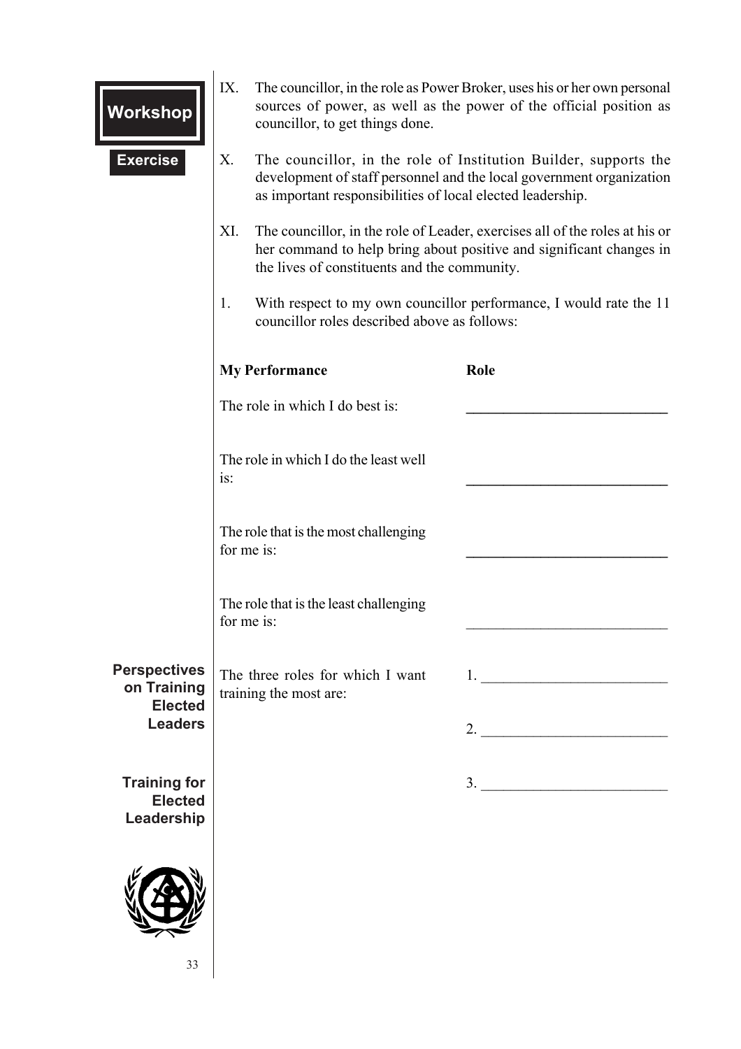IX. The councillor, in the role as Power Broker, uses his or her own personal sources of power, as well as the power of the official position as councillor, to get things done.

X. The councillor, in the role of Institution Builder, supports the development of staff personnel and the local government organization as important responsibilities of local elected leadership.

XI. The councillor, in the role of Leader, exercises all of the roles at his or her command to help bring about positive and significant changes in the lives of constituents and the community.

1. With respect to my own councillor performance, I would rate the 11 councillor roles described above as follows:

| **My Performance** | **Role** |
|---|---|
| The role in which I do best is: | ___________________________ |
| The role in which I do the least well is: | ___________________________ |
| The role that is the most challenging for me is: | ___________________________ |
| The role that is the least challenging for me is: | ___________________________ |
| The three roles for which I want training the most are: | 1. _________________________ |
| | 2. _________________________ |
| | 3. _________________________ |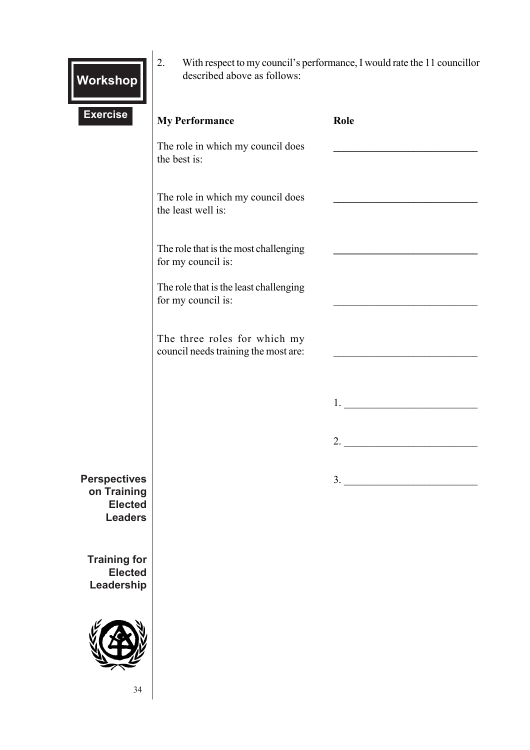2. With respect to my council's performance, I would rate the 11 councillor described above as follows:

| My Performance | Role |
| --- | --- |
| The role in which my council does the best is: | ___________________________ |
| The role in which my council does the least well is: | ___________________________ |
| The role that is the most challenging for my council is: | ___________________________ |
| The role that is the least challenging for my council is: | ___________________________ |
| The three roles for which my council needs training the most are: | ___________________________ |
| | 1. _________________________ |
| | 2. _________________________ |
| | 3. _________________________ |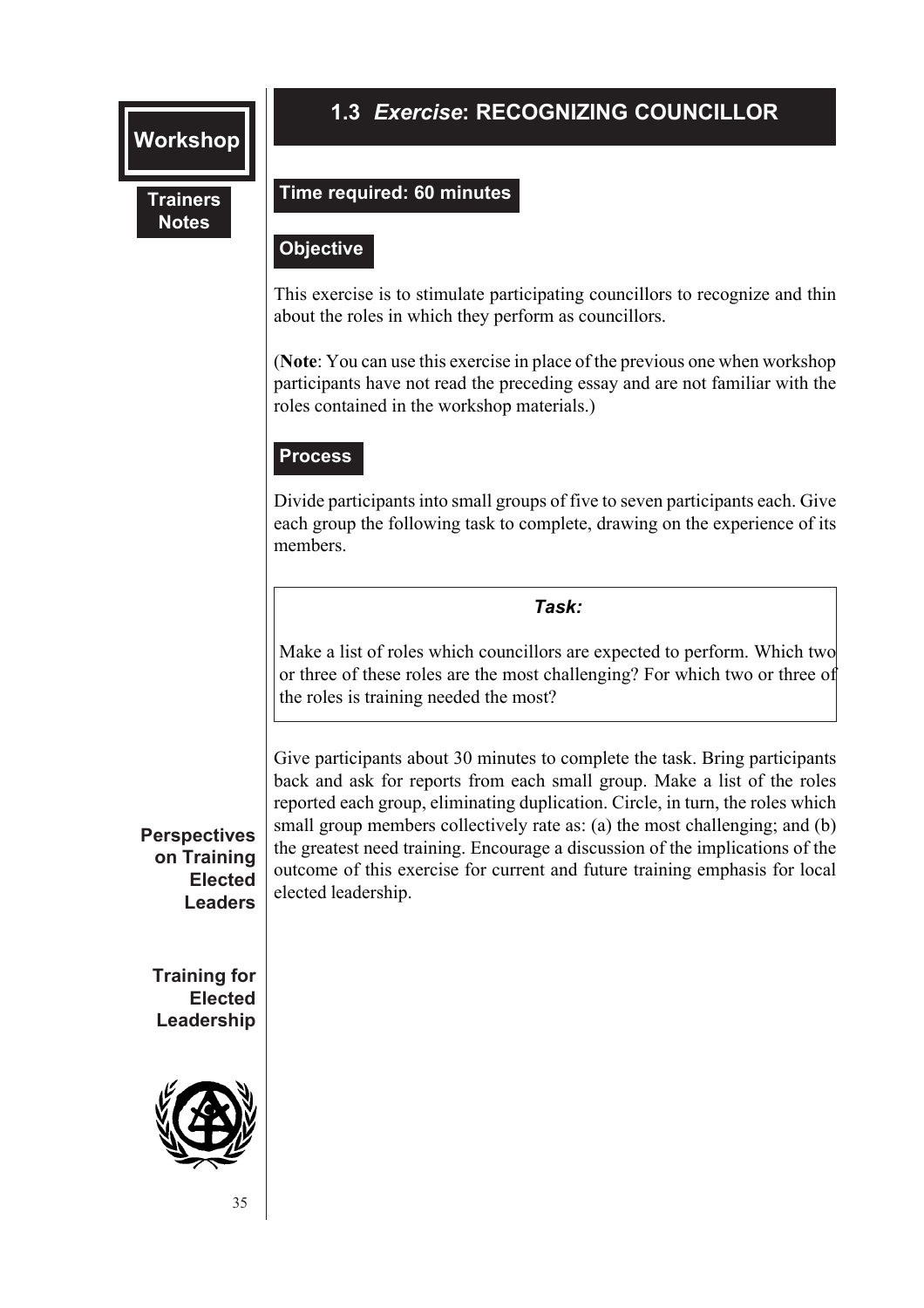## 1.3 *Exercise*: RECOGNIZING COUNCILLOR

**Time required: 60 minutes**

**Objective**

This exercise is to stimulate participating councillors to recognize and thin about the roles in which they perform as councillors.

(**Note**: You can use this exercise in place of the previous one when workshop participants have not read the preceding essay and are not familiar with the roles contained in the workshop materials.)

**Process**

Divide participants into small groups of five to seven participants each. Give each group the following task to complete, drawing on the experience of its members.

> ***Task:***
>
> Make a list of roles which councillors are expected to perform. Which two or three of these roles are the most challenging? For which two or three of the roles is training needed the most?

Give participants about 30 minutes to complete the task. Bring participants back and ask for reports from each small group. Make a list of the roles reported each group, eliminating duplication. Circle, in turn, the roles which small group members collectively rate as: (a) the most challenging; and (b) the greatest need training. Encourage a discussion of the implications of the outcome of this exercise for current and future training emphasis for local elected leadership.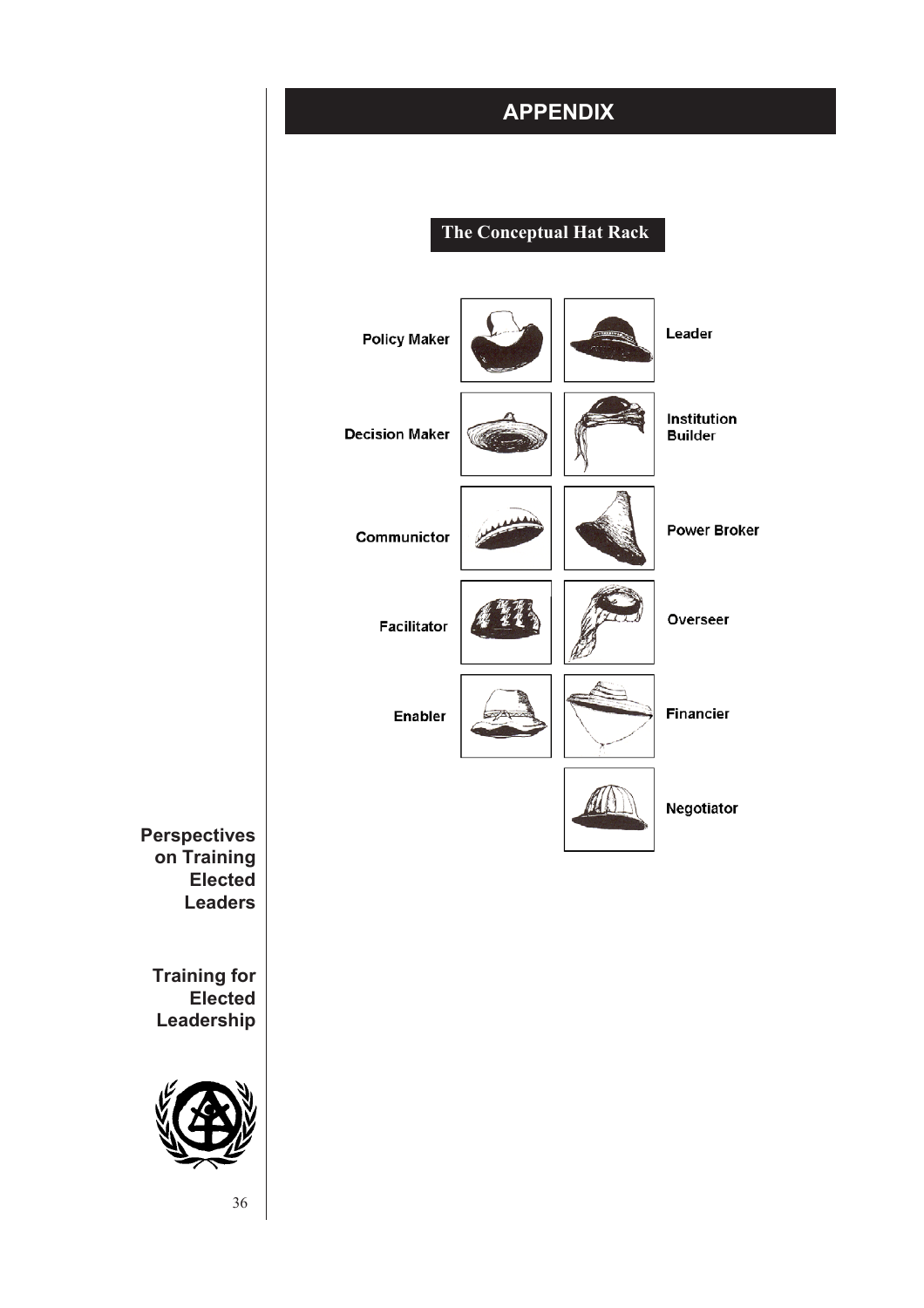# APPENDIX

## The Conceptual Hat Rack

Policy Maker

Leader

Decision Maker

Institution Builder

Communictor

Power Broker

Facilitator

Overseer

Enabler

Financier

Negotiator